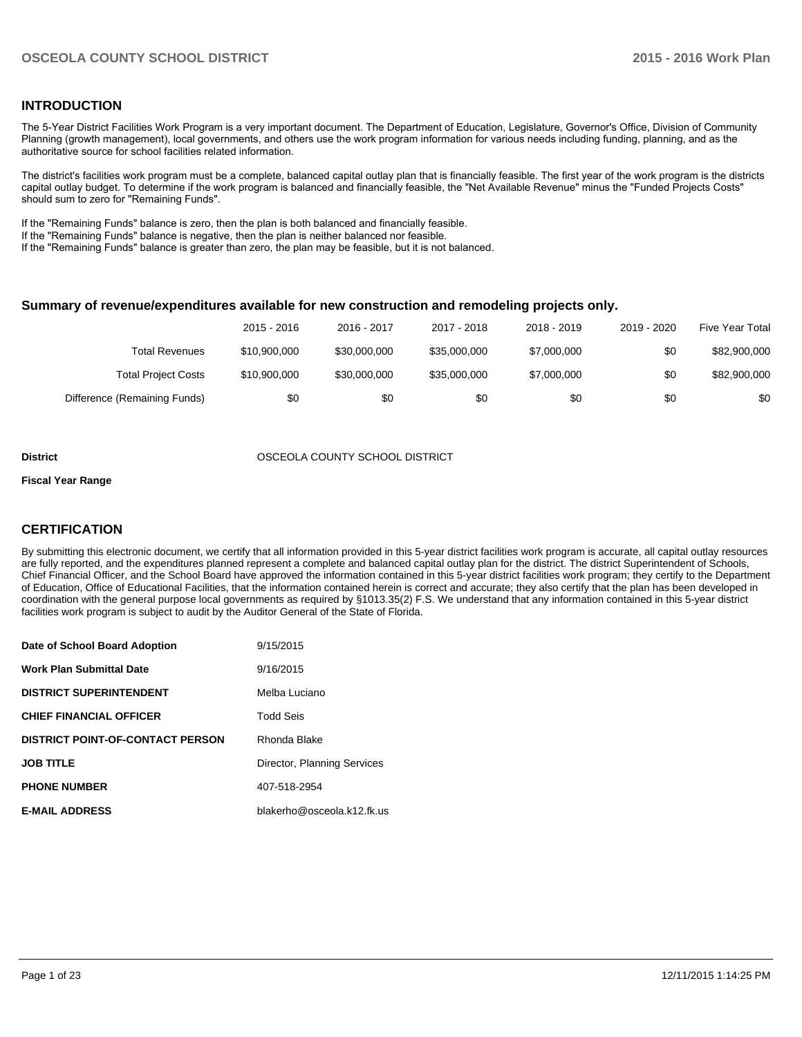## INTRODUCTION

The 5-Year District Facilities Work Program is a very important document. The Department of Education, Legislature, Governor's Office, Division of Community Planning (growth management), local governments, and others use the work program information for various needs including funding, planning, and as the authoritative source for school facilities related information.

The district's facilities work program must be a complete, balanced capital outlay plan that is financially feasible. The first year of the work program is the districts capital outlay budget. To determine if the work program is balanced and financially feasible, the "Net Available Revenue" minus the "Funded Projects Costs" should sum to zero for "Remaining Funds".

If the "Remaining Funds" balance is zero, then the plan is both balanced and financially feasible.
If the "Remaining Funds" balance is negative, then the plan is neither balanced nor feasible.
If the "Remaining Funds" balance is greater than zero, the plan may be feasible, but it is not balanced.

### Summary of revenue/expenditures available for new construction and remodeling projects only.

| | 2015 - 2016 | 2016 - 2017 | 2017 - 2018 | 2018 - 2019 | 2019 - 2020 | Five Year Total |
|---|---|---|---|---|---|---|
| Total Revenues | $10,900,000 | $30,000,000 | $35,000,000 | $7,000,000 | $0 | $82,900,000 |
| Total Project Costs | $10,900,000 | $30,000,000 | $35,000,000 | $7,000,000 | $0 | $82,900,000 |
| Difference (Remaining Funds) | $0 | $0 | $0 | $0 | $0 | $0 |

**District** OSCEOLA COUNTY SCHOOL DISTRICT

**Fiscal Year Range**

## CERTIFICATION

By submitting this electronic document, we certify that all information provided in this 5-year district facilities work program is accurate, all capital outlay resources are fully reported, and the expenditures planned represent a complete and balanced capital outlay plan for the district. The district Superintendent of Schools, Chief Financial Officer, and the School Board have approved the information contained in this 5-year district facilities work program; they certify to the Department of Education, Office of Educational Facilities, that the information contained herein is correct and accurate; they also certify that the plan has been developed in coordination with the general purpose local governments as required by §1013.35(2) F.S. We understand that any information contained in this 5-year district facilities work program is subject to audit by the Auditor General of the State of Florida.

| | |
|---|---|
| **Date of School Board Adoption** | 9/15/2015 |
| **Work Plan Submittal Date** | 9/16/2015 |
| **DISTRICT SUPERINTENDENT** | Melba Luciano |
| **CHIEF FINANCIAL OFFICER** | Todd Seis |
| **DISTRICT POINT-OF-CONTACT PERSON** | Rhonda Blake |
| **JOB TITLE** | Director, Planning Services |
| **PHONE NUMBER** | 407-518-2954 |
| **E-MAIL ADDRESS** | blakerho@osceola.k12.fk.us |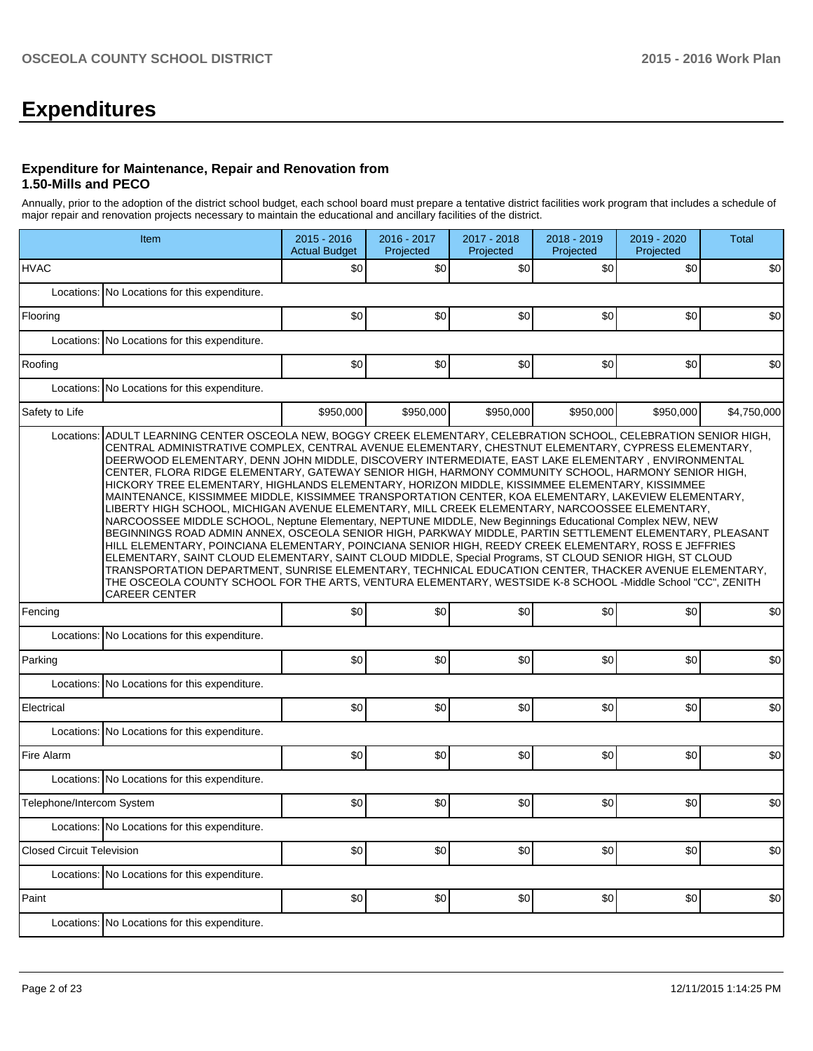# Expenditures

### Expenditure for Maintenance, Repair and Renovation from 1.50-Mills and PECO

Annually, prior to the adoption of the district school budget, each school board must prepare a tentative district facilities work program that includes a schedule of major repair and renovation projects necessary to maintain the educational and ancillary facilities of the district.

| Item | | 2015 - 2016 Actual Budget | 2016 - 2017 Projected | 2017 - 2018 Projected | 2018 - 2019 Projected | 2019 - 2020 Projected | Total |
|---|---|---|---|---|---|---|---|
| HVAC | | $0 | $0 | $0 | $0 | $0 | $0 |
| | Locations: | No Locations for this expenditure. | | | | | |
| Flooring | | $0 | $0 | $0 | $0 | $0 | $0 |
| | Locations: | No Locations for this expenditure. | | | | | |
| Roofing | | $0 | $0 | $0 | $0 | $0 | $0 |
| | Locations: | No Locations for this expenditure. | | | | | |
| Safety to Life | | $950,000 | $950,000 | $950,000 | $950,000 | $950,000 | $4,750,000 |
| | Locations: | ADULT LEARNING CENTER OSCEOLA NEW, BOGGY CREEK ELEMENTARY, CELEBRATION SCHOOL, CELEBRATION SENIOR HIGH, CENTRAL ADMINISTRATIVE COMPLEX, CENTRAL AVENUE ELEMENTARY, CHESTNUT ELEMENTARY, CYPRESS ELEMENTARY, DEERWOOD ELEMENTARY, DENN JOHN MIDDLE, DISCOVERY INTERMEDIATE, EAST LAKE ELEMENTARY , ENVIRONMENTAL CENTER, FLORA RIDGE ELEMENTARY, GATEWAY SENIOR HIGH, HARMONY COMMUNITY SCHOOL, HARMONY SENIOR HIGH, HICKORY TREE ELEMENTARY, HIGHLANDS ELEMENTARY, HORIZON MIDDLE, KISSIMMEE ELEMENTARY, KISSIMMEE MAINTENANCE, KISSIMMEE MIDDLE, KISSIMMEE TRANSPORTATION CENTER, KOA ELEMENTARY, LAKEVIEW ELEMENTARY, LIBERTY HIGH SCHOOL, MICHIGAN AVENUE ELEMENTARY, MILL CREEK ELEMENTARY, NARCOOSSEE ELEMENTARY, NARCOOSSEE MIDDLE SCHOOL, Neptune Elementary, NEPTUNE MIDDLE, New Beginnings Educational Complex NEW, NEW BEGINNINGS ROAD ADMIN ANNEX, OSCEOLA SENIOR HIGH, PARKWAY MIDDLE, PARTIN SETTLEMENT ELEMENTARY, PLEASANT HILL ELEMENTARY, POINCIANA ELEMENTARY, POINCIANA SENIOR HIGH, REEDY CREEK ELEMENTARY, ROSS E JEFFRIES ELEMENTARY, SAINT CLOUD ELEMENTARY, SAINT CLOUD MIDDLE, Special Programs, ST CLOUD SENIOR HIGH, ST CLOUD TRANSPORTATION DEPARTMENT, SUNRISE ELEMENTARY, TECHNICAL EDUCATION CENTER, THACKER AVENUE ELEMENTARY, THE OSCEOLA COUNTY SCHOOL FOR THE ARTS, VENTURA ELEMENTARY, WESTSIDE K-8 SCHOOL -Middle School "CC", ZENITH CAREER CENTER | | | | | |
| Fencing | | $0 | $0 | $0 | $0 | $0 | $0 |
| | Locations: | No Locations for this expenditure. | | | | | |
| Parking | | $0 | $0 | $0 | $0 | $0 | $0 |
| | Locations: | No Locations for this expenditure. | | | | | |
| Electrical | | $0 | $0 | $0 | $0 | $0 | $0 |
| | Locations: | No Locations for this expenditure. | | | | | |
| Fire Alarm | | $0 | $0 | $0 | $0 | $0 | $0 |
| | Locations: | No Locations for this expenditure. | | | | | |
| Telephone/Intercom System | | $0 | $0 | $0 | $0 | $0 | $0 |
| | Locations: | No Locations for this expenditure. | | | | | |
| Closed Circuit Television | | $0 | $0 | $0 | $0 | $0 | $0 |
| | Locations: | No Locations for this expenditure. | | | | | |
| Paint | | $0 | $0 | $0 | $0 | $0 | $0 |
| | Locations: | No Locations for this expenditure. | | | | | |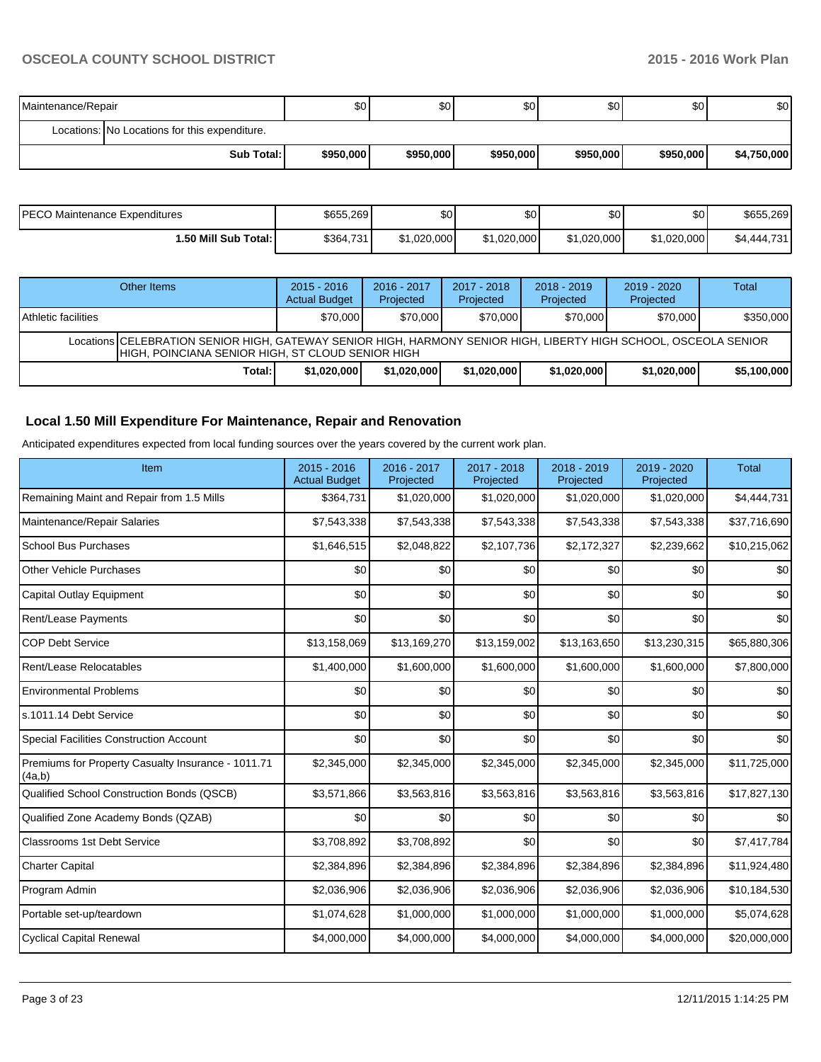| Maintenance/Repair | | $0 | $0 | $0 | $0 | $0 | $0 |
|---|---|---|---|---|---|---|---|
| Locations: | No Locations for this expenditure. | | | | | | |
| | Sub Total: | $950,000 | $950,000 | $950,000 | $950,000 | $950,000 | $4,750,000 |

| PECO Maintenance Expenditures | $655,269 | $0 | $0 | $0 | $0 | $655,269 |
|---|---|---|---|---|---|---|
| 1.50 Mill Sub Total: | $364,731 | $1,020,000 | $1,020,000 | $1,020,000 | $1,020,000 | $4,444,731 |

| Other Items | | 2015 - 2016 Actual Budget | 2016 - 2017 Projected | 2017 - 2018 Projected | 2018 - 2019 Projected | 2019 - 2020 Projected | Total |
|---|---|---|---|---|---|---|---|
| Athletic facilities | | $70,000 | $70,000 | $70,000 | $70,000 | $70,000 | $350,000 |
| Locations | CELEBRATION SENIOR HIGH, GATEWAY SENIOR HIGH, HARMONY SENIOR HIGH, LIBERTY HIGH SCHOOL, OSCEOLA SENIOR HIGH, POINCIANA SENIOR HIGH, ST CLOUD SENIOR HIGH | | | | | | |
| | Total: | $1,020,000 | $1,020,000 | $1,020,000 | $1,020,000 | $1,020,000 | $5,100,000 |

## Local 1.50 Mill Expenditure For Maintenance, Repair and Renovation

Anticipated expenditures expected from local funding sources over the years covered by the current work plan.

| Item | 2015 - 2016 Actual Budget | 2016 - 2017 Projected | 2017 - 2018 Projected | 2018 - 2019 Projected | 2019 - 2020 Projected | Total |
|---|---|---|---|---|---|---|
| Remaining Maint and Repair from 1.5 Mills | $364,731 | $1,020,000 | $1,020,000 | $1,020,000 | $1,020,000 | $4,444,731 |
| Maintenance/Repair Salaries | $7,543,338 | $7,543,338 | $7,543,338 | $7,543,338 | $7,543,338 | $37,716,690 |
| School Bus Purchases | $1,646,515 | $2,048,822 | $2,107,736 | $2,172,327 | $2,239,662 | $10,215,062 |
| Other Vehicle Purchases | $0 | $0 | $0 | $0 | $0 | $0 |
| Capital Outlay Equipment | $0 | $0 | $0 | $0 | $0 | $0 |
| Rent/Lease Payments | $0 | $0 | $0 | $0 | $0 | $0 |
| COP Debt Service | $13,158,069 | $13,169,270 | $13,159,002 | $13,163,650 | $13,230,315 | $65,880,306 |
| Rent/Lease Relocatables | $1,400,000 | $1,600,000 | $1,600,000 | $1,600,000 | $1,600,000 | $7,800,000 |
| Environmental Problems | $0 | $0 | $0 | $0 | $0 | $0 |
| s.1011.14 Debt Service | $0 | $0 | $0 | $0 | $0 | $0 |
| Special Facilities Construction Account | $0 | $0 | $0 | $0 | $0 | $0 |
| Premiums for Property Casualty Insurance - 1011.71 (4a,b) | $2,345,000 | $2,345,000 | $2,345,000 | $2,345,000 | $2,345,000 | $11,725,000 |
| Qualified School Construction Bonds (QSCB) | $3,571,866 | $3,563,816 | $3,563,816 | $3,563,816 | $3,563,816 | $17,827,130 |
| Qualified Zone Academy Bonds (QZAB) | $0 | $0 | $0 | $0 | $0 | $0 |
| Classrooms 1st Debt Service | $3,708,892 | $3,708,892 | $0 | $0 | $0 | $7,417,784 |
| Charter Capital | $2,384,896 | $2,384,896 | $2,384,896 | $2,384,896 | $2,384,896 | $11,924,480 |
| Program Admin | $2,036,906 | $2,036,906 | $2,036,906 | $2,036,906 | $2,036,906 | $10,184,530 |
| Portable set-up/teardown | $1,074,628 | $1,000,000 | $1,000,000 | $1,000,000 | $1,000,000 | $5,074,628 |
| Cyclical Capital Renewal | $4,000,000 | $4,000,000 | $4,000,000 | $4,000,000 | $4,000,000 | $20,000,000 |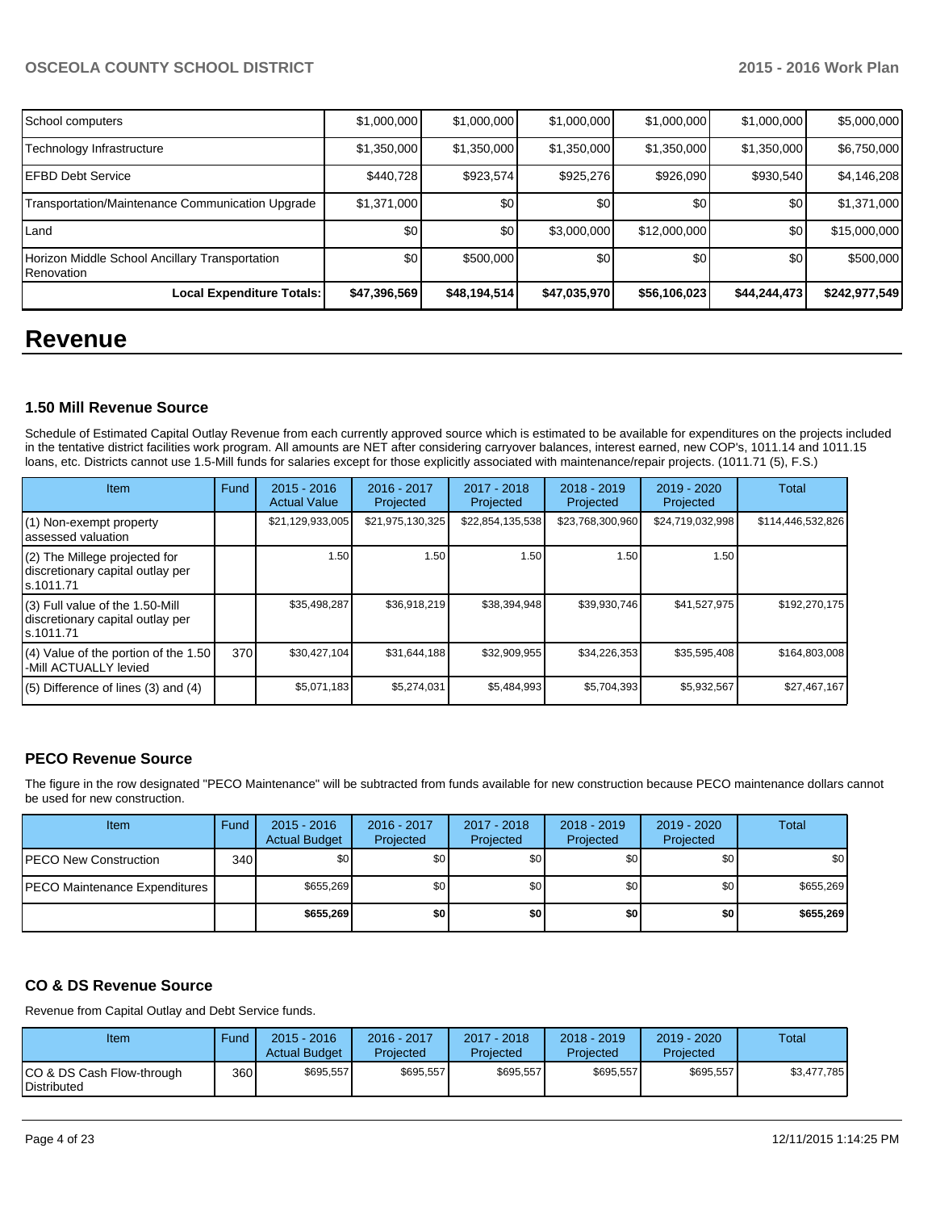| School computers | $1,000,000 | $1,000,000 | $1,000,000 | $1,000,000 | $1,000,000 | $5,000,000 |
|---|---|---|---|---|---|---|
| Technology Infrastructure | $1,350,000 | $1,350,000 | $1,350,000 | $1,350,000 | $1,350,000 | $6,750,000 |
| EFBD Debt Service | $440,728 | $923,574 | $925,276 | $926,090 | $930,540 | $4,146,208 |
| Transportation/Maintenance Communication Upgrade | $1,371,000 | $0 | $0 | $0 | $0 | $1,371,000 |
| Land | $0 | $0 | $3,000,000 | $12,000,000 | $0 | $15,000,000 |
| Horizon Middle School Ancillary Transportation Renovation | $0 | $500,000 | $0 | $0 | $0 | $500,000 |
| **Local Expenditure Totals:** | **$47,396,569** | **$48,194,514** | **$47,035,970** | **$56,106,023** | **$44,244,473** | **$242,977,549** |

# Revenue

### 1.50 Mill Revenue Source

Schedule of Estimated Capital Outlay Revenue from each currently approved source which is estimated to be available for expenditures on the projects included in the tentative district facilities work program. All amounts are NET after considering carryover balances, interest earned, new COP's, 1011.14 and 1011.15 loans, etc. Districts cannot use 1.5-Mill funds for salaries except for those explicitly associated with maintenance/repair projects. (1011.71 (5), F.S.)

| Item | Fund | 2015 - 2016 Actual Value | 2016 - 2017 Projected | 2017 - 2018 Projected | 2018 - 2019 Projected | 2019 - 2020 Projected | Total |
|---|---|---|---|---|---|---|---|
| (1) Non-exempt property assessed valuation | | $21,129,933,005 | $21,975,130,325 | $22,854,135,538 | $23,768,300,960 | $24,719,032,998 | $114,446,532,826 |
| (2) The Millege projected for discretionary capital outlay per s.1011.71 | | 1.50 | 1.50 | 1.50 | 1.50 | 1.50 | |
| (3) Full value of the 1.50-Mill discretionary capital outlay per s.1011.71 | | $35,498,287 | $36,918,219 | $38,394,948 | $39,930,746 | $41,527,975 | $192,270,175 |
| (4) Value of the portion of the 1.50 -Mill ACTUALLY levied | 370 | $30,427,104 | $31,644,188 | $32,909,955 | $34,226,353 | $35,595,408 | $164,803,008 |
| (5) Difference of lines (3) and (4) | | $5,071,183 | $5,274,031 | $5,484,993 | $5,704,393 | $5,932,567 | $27,467,167 |

### PECO Revenue Source

The figure in the row designated "PECO Maintenance" will be subtracted from funds available for new construction because PECO maintenance dollars cannot be used for new construction.

| Item | Fund | 2015 - 2016 Actual Budget | 2016 - 2017 Projected | 2017 - 2018 Projected | 2018 - 2019 Projected | 2019 - 2020 Projected | Total |
|---|---|---|---|---|---|---|---|
| PECO New Construction | 340 | $0 | $0 | $0 | $0 | $0 | $0 |
| PECO Maintenance Expenditures | | $655,269 | $0 | $0 | $0 | $0 | $655,269 |
| | | **$655,269** | **$0** | **$0** | **$0** | **$0** | **$655,269** |

### CO & DS Revenue Source

Revenue from Capital Outlay and Debt Service funds.

| Item | Fund | 2015 - 2016 Actual Budget | 2016 - 2017 Projected | 2017 - 2018 Projected | 2018 - 2019 Projected | 2019 - 2020 Projected | Total |
|---|---|---|---|---|---|---|---|
| CO & DS Cash Flow-through Distributed | 360 | $695,557 | $695,557 | $695,557 | $695,557 | $695,557 | $3,477,785 |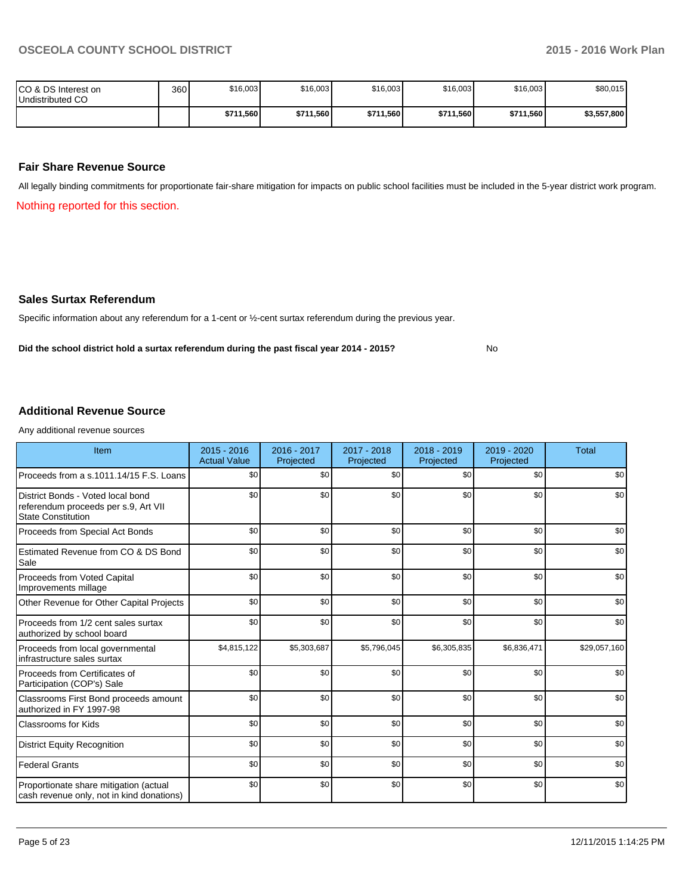| | | | | | | | |
|---|---|---|---|---|---|---|---|
| CO & DS Interest on Undistributed CO | 360 | $16,003 | $16,003 | $16,003 | $16,003 | $16,003 | $80,015 |
| | | **$711,560** | **$711,560** | **$711,560** | **$711,560** | **$711,560** | **$3,557,800** |

## Fair Share Revenue Source

All legally binding commitments for proportionate fair-share mitigation for impacts on public school facilities must be included in the 5-year district work program.

Nothing reported for this section.

## Sales Surtax Referendum

Specific information about any referendum for a 1-cent or ½-cent surtax referendum during the previous year.

**Did the school district hold a surtax referendum during the past fiscal year 2014 - 2015?** No

## Additional Revenue Source

Any additional revenue sources

| Item | 2015 - 2016 Actual Value | 2016 - 2017 Projected | 2017 - 2018 Projected | 2018 - 2019 Projected | 2019 - 2020 Projected | Total |
|---|---|---|---|---|---|---|
| Proceeds from a s.1011.14/15 F.S. Loans | $0 | $0 | $0 | $0 | $0 | $0 |
| District Bonds - Voted local bond referendum proceeds per s.9, Art VII State Constitution | $0 | $0 | $0 | $0 | $0 | $0 |
| Proceeds from Special Act Bonds | $0 | $0 | $0 | $0 | $0 | $0 |
| Estimated Revenue from CO & DS Bond Sale | $0 | $0 | $0 | $0 | $0 | $0 |
| Proceeds from Voted Capital Improvements millage | $0 | $0 | $0 | $0 | $0 | $0 |
| Other Revenue for Other Capital Projects | $0 | $0 | $0 | $0 | $0 | $0 |
| Proceeds from 1/2 cent sales surtax authorized by school board | $0 | $0 | $0 | $0 | $0 | $0 |
| Proceeds from local governmental infrastructure sales surtax | $4,815,122 | $5,303,687 | $5,796,045 | $6,305,835 | $6,836,471 | $29,057,160 |
| Proceeds from Certificates of Participation (COP's) Sale | $0 | $0 | $0 | $0 | $0 | $0 |
| Classrooms First Bond proceeds amount authorized in FY 1997-98 | $0 | $0 | $0 | $0 | $0 | $0 |
| Classrooms for Kids | $0 | $0 | $0 | $0 | $0 | $0 |
| District Equity Recognition | $0 | $0 | $0 | $0 | $0 | $0 |
| Federal Grants | $0 | $0 | $0 | $0 | $0 | $0 |
| Proportionate share mitigation (actual cash revenue only, not in kind donations) | $0 | $0 | $0 | $0 | $0 | $0 |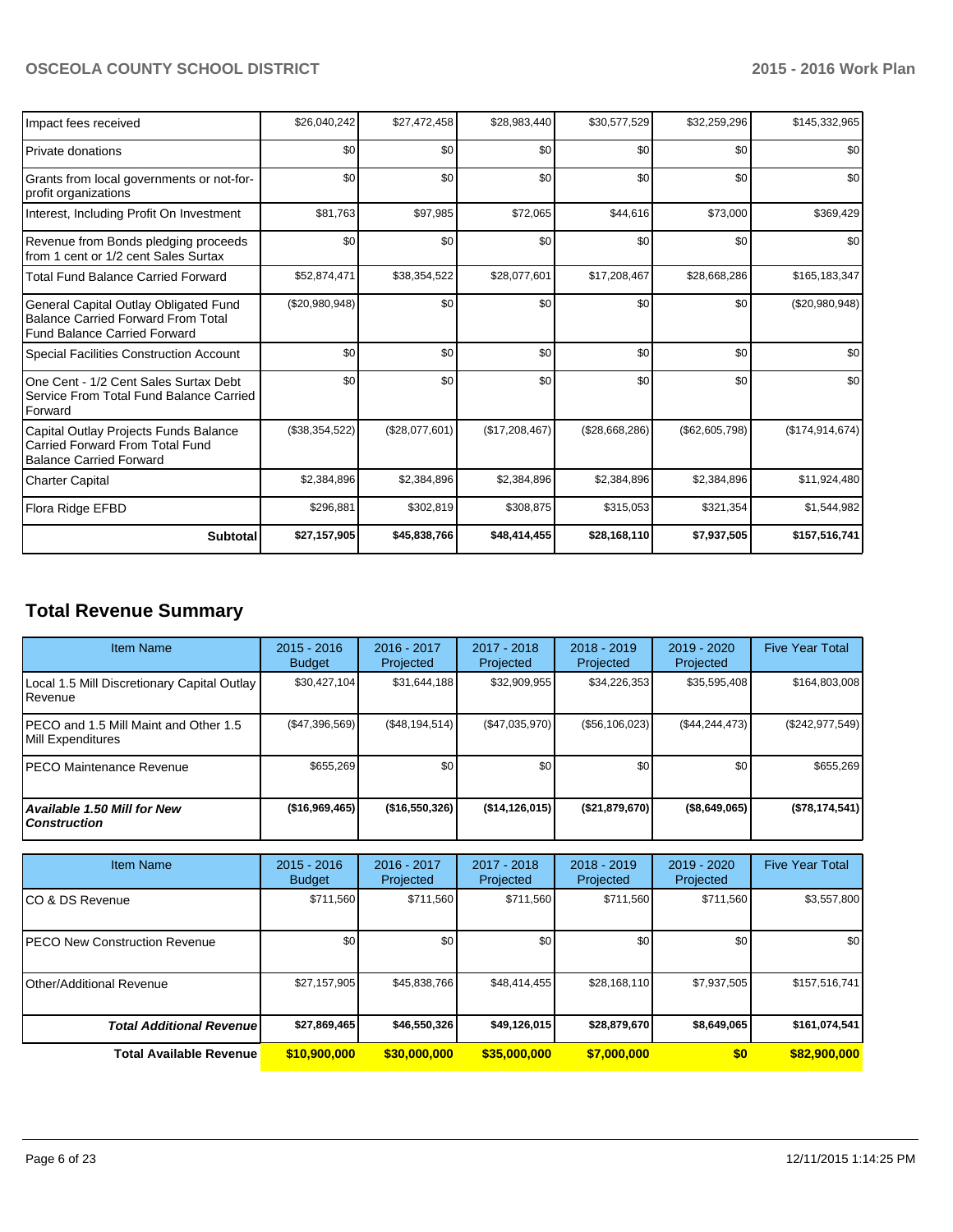| | | | | | | |
|---|---|---|---|---|---|---|
| Impact fees received | $26,040,242 | $27,472,458 | $28,983,440 | $30,577,529 | $32,259,296 | $145,332,965 |
| Private donations | $0 | $0 | $0 | $0 | $0 | $0 |
| Grants from local governments or not-for-profit organizations | $0 | $0 | $0 | $0 | $0 | $0 |
| Interest, Including Profit On Investment | $81,763 | $97,985 | $72,065 | $44,616 | $73,000 | $369,429 |
| Revenue from Bonds pledging proceeds from 1 cent or 1/2 cent Sales Surtax | $0 | $0 | $0 | $0 | $0 | $0 |
| Total Fund Balance Carried Forward | $52,874,471 | $38,354,522 | $28,077,601 | $17,208,467 | $28,668,286 | $165,183,347 |
| General Capital Outlay Obligated Fund Balance Carried Forward From Total Fund Balance Carried Forward | ($20,980,948) | $0 | $0 | $0 | $0 | ($20,980,948) |
| Special Facilities Construction Account | $0 | $0 | $0 | $0 | $0 | $0 |
| One Cent - 1/2 Cent Sales Surtax Debt Service From Total Fund Balance Carried Forward | $0 | $0 | $0 | $0 | $0 | $0 |
| Capital Outlay Projects Funds Balance Carried Forward From Total Fund Balance Carried Forward | ($38,354,522) | ($28,077,601) | ($17,208,467) | ($28,668,286) | ($62,605,798) | ($174,914,674) |
| Charter Capital | $2,384,896 | $2,384,896 | $2,384,896 | $2,384,896 | $2,384,896 | $11,924,480 |
| Flora Ridge EFBD | $296,881 | $302,819 | $308,875 | $315,053 | $321,354 | $1,544,982 |
| **Subtotal** | **$27,157,905** | **$45,838,766** | **$48,414,455** | **$28,168,110** | **$7,937,505** | **$157,516,741** |

## Total Revenue Summary

| Item Name | 2015 - 2016 Budget | 2016 - 2017 Projected | 2017 - 2018 Projected | 2018 - 2019 Projected | 2019 - 2020 Projected | Five Year Total |
|---|---|---|---|---|---|---|
| Local 1.5 Mill Discretionary Capital Outlay Revenue | $30,427,104 | $31,644,188 | $32,909,955 | $34,226,353 | $35,595,408 | $164,803,008 |
| PECO and 1.5 Mill Maint and Other 1.5 Mill Expenditures | ($47,396,569) | ($48,194,514) | ($47,035,970) | ($56,106,023) | ($44,244,473) | ($242,977,549) |
| PECO Maintenance Revenue | $655,269 | $0 | $0 | $0 | $0 | $655,269 |
| ***Available 1.50 Mill for New Construction*** | **($16,969,465)** | **($16,550,326)** | **($14,126,015)** | **($21,879,670)** | **($8,649,065)** | **($78,174,541)** |

| Item Name | 2015 - 2016 Budget | 2016 - 2017 Projected | 2017 - 2018 Projected | 2018 - 2019 Projected | 2019 - 2020 Projected | Five Year Total |
|---|---|---|---|---|---|---|
| CO & DS Revenue | $711,560 | $711,560 | $711,560 | $711,560 | $711,560 | $3,557,800 |
| PECO New Construction Revenue | $0 | $0 | $0 | $0 | $0 | $0 |
| Other/Additional Revenue | $27,157,905 | $45,838,766 | $48,414,455 | $28,168,110 | $7,937,505 | $157,516,741 |
| ***Total Additional Revenue*** | **$27,869,465** | **$46,550,326** | **$49,126,015** | **$28,879,670** | **$8,649,065** | **$161,074,541** |
| **Total Available Revenue** | **$10,900,000** | **$30,000,000** | **$35,000,000** | **$7,000,000** | **$0** | **$82,900,000** |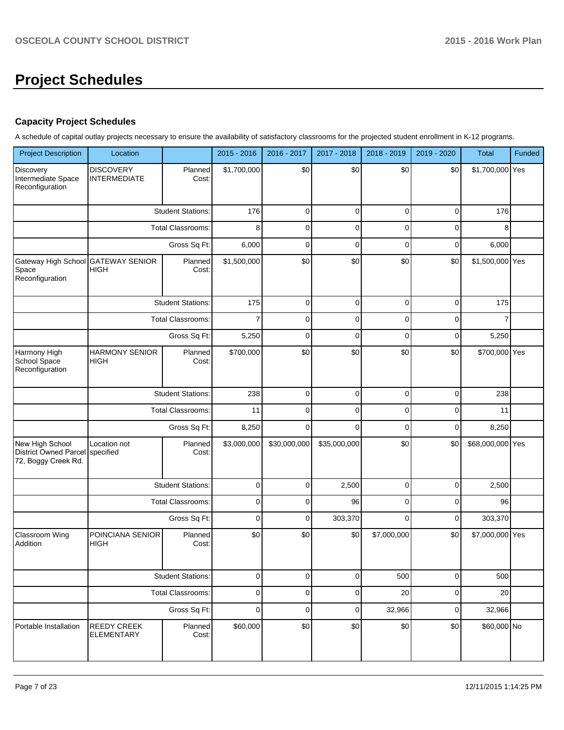# Project Schedules

### Capacity Project Schedules

A schedule of capital outlay projects necessary to ensure the availability of satisfactory classrooms for the projected student enrollment in K-12 programs.

| Project Description | Location | | 2015 - 2016 | 2016 - 2017 | 2017 - 2018 | 2018 - 2019 | 2019 - 2020 | Total | Funded |
|---|---|---|---|---|---|---|---|---|---|
| Discovery Intermediate Space Reconfiguration | DISCOVERY INTERMEDIATE | Planned Cost: | $1,700,000 | $0 | $0 | $0 | $0 | $1,700,000 | Yes |
| | | Student Stations: | 176 | 0 | 0 | 0 | 0 | 176 | |
| | | Total Classrooms: | 8 | 0 | 0 | 0 | 0 | 8 | |
| | | Gross Sq Ft: | 6,000 | 0 | 0 | 0 | 0 | 6,000 | |
| Gateway High School Space Reconfiguration | GATEWAY SENIOR HIGH | Planned Cost: | $1,500,000 | $0 | $0 | $0 | $0 | $1,500,000 | Yes |
| | | Student Stations: | 175 | 0 | 0 | 0 | 0 | 175 | |
| | | Total Classrooms: | 7 | 0 | 0 | 0 | 0 | 7 | |
| | | Gross Sq Ft: | 5,250 | 0 | 0 | 0 | 0 | 5,250 | |
| Harmony High School Space Reconfiguration | HARMONY SENIOR HIGH | Planned Cost: | $700,000 | $0 | $0 | $0 | $0 | $700,000 | Yes |
| | | Student Stations: | 238 | 0 | 0 | 0 | 0 | 238 | |
| | | Total Classrooms: | 11 | 0 | 0 | 0 | 0 | 11 | |
| | | Gross Sq Ft: | 8,250 | 0 | 0 | 0 | 0 | 8,250 | |
| New High School District Owned Parcel 72, Boggy Creek Rd. | Location not specified | Planned Cost: | $3,000,000 | $30,000,000 | $35,000,000 | $0 | $0 | $68,000,000 | Yes |
| | | Student Stations: | 0 | 0 | 2,500 | 0 | 0 | 2,500 | |
| | | Total Classrooms: | 0 | 0 | 96 | 0 | 0 | 96 | |
| | | Gross Sq Ft: | 0 | 0 | 303,370 | 0 | 0 | 303,370 | |
| Classroom Wing Addition | POINCIANA SENIOR HIGH | Planned Cost: | $0 | $0 | $0 | $7,000,000 | $0 | $7,000,000 | Yes |
| | | Student Stations: | 0 | 0 | 0 | 500 | 0 | 500 | |
| | | Total Classrooms: | 0 | 0 | 0 | 20 | 0 | 20 | |
| | | Gross Sq Ft: | 0 | 0 | 0 | 32,966 | 0 | 32,966 | |
| Portable Installation | REEDY CREEK ELEMENTARY | Planned Cost: | $60,000 | $0 | $0 | $0 | $0 | $60,000 | No |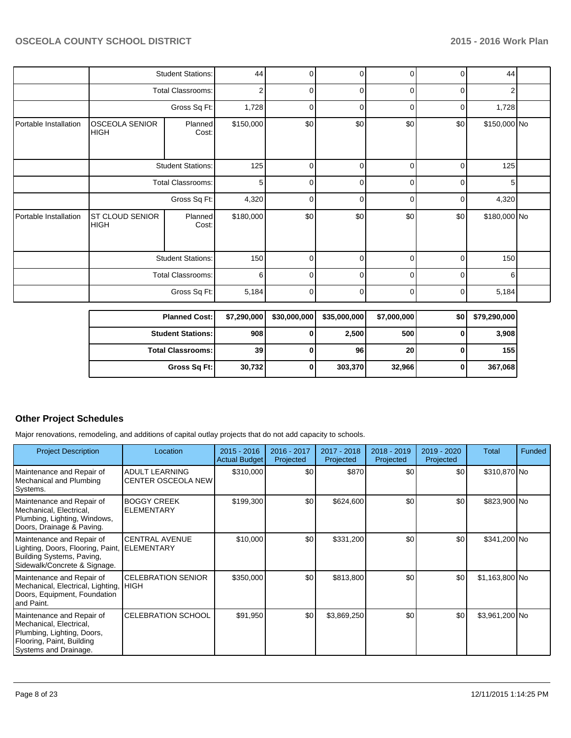| | | | | | | | | |
|---|---|---|---|---|---|---|---|---|
| | Student Stations: | | 44 | 0 | 0 | 0 | 0 | 44 |
| | Total Classrooms: | | 2 | 0 | 0 | 0 | 0 | 2 |
| | Gross Sq Ft: | | 1,728 | 0 | 0 | 0 | 0 | 1,728 |
| Portable Installation | OSCEOLA SENIOR HIGH | Planned Cost: | $150,000 | $0 | $0 | $0 | $0 | $150,000 | No |
| | Student Stations: | | 125 | 0 | 0 | 0 | 0 | 125 |
| | Total Classrooms: | | 5 | 0 | 0 | 0 | 0 | 5 |
| | Gross Sq Ft: | | 4,320 | 0 | 0 | 0 | 0 | 4,320 |
| Portable Installation | ST CLOUD SENIOR HIGH | Planned Cost: | $180,000 | $0 | $0 | $0 | $0 | $180,000 | No |
| | Student Stations: | | 150 | 0 | 0 | 0 | 0 | 150 |
| | Total Classrooms: | | 6 | 0 | 0 | 0 | 0 | 6 |
| | Gross Sq Ft: | | 5,184 | 0 | 0 | 0 | 0 | 5,184 |

| | | | | | | |
|---|---|---|---|---|---|---|
| **Planned Cost:** | **$7,290,000** | **$30,000,000** | **$35,000,000** | **$7,000,000** | **$0** | **$79,290,000** |
| **Student Stations:** | **908** | **0** | **2,500** | **500** | **0** | **3,908** |
| **Total Classrooms:** | **39** | **0** | **96** | **20** | **0** | **155** |
| **Gross Sq Ft:** | **30,732** | **0** | **303,370** | **32,966** | **0** | **367,068** |

## Other Project Schedules

Major renovations, remodeling, and additions of capital outlay projects that do not add capacity to schools.

| Project Description | Location | 2015 - 2016 Actual Budget | 2016 - 2017 Projected | 2017 - 2018 Projected | 2018 - 2019 Projected | 2019 - 2020 Projected | Total | Funded |
|---|---|---|---|---|---|---|---|---|
| Maintenance and Repair of Mechanical and Plumbing Systems. | ADULT LEARNING CENTER OSCEOLA NEW | $310,000 | $0 | $870 | $0 | $0 | $310,870 | No |
| Maintenance and Repair of Mechanical, Electrical, Plumbing, Lighting, Windows, Doors, Drainage & Paving. | BOGGY CREEK ELEMENTARY | $199,300 | $0 | $624,600 | $0 | $0 | $823,900 | No |
| Maintenance and Repair of Lighting, Doors, Flooring, Paint, Building Systems, Paving, Sidewalk/Concrete & Signage. | CENTRAL AVENUE ELEMENTARY | $10,000 | $0 | $331,200 | $0 | $0 | $341,200 | No |
| Maintenance and Repair of Mechanical, Electrical, Lighting, Doors, Equipment, Foundation and Paint. | CELEBRATION SENIOR HIGH | $350,000 | $0 | $813,800 | $0 | $0 | $1,163,800 | No |
| Maintenance and Repair of Mechanical, Electrical, Plumbing, Lighting, Doors, Flooring, Paint, Building Systems and Drainage. | CELEBRATION SCHOOL | $91,950 | $0 | $3,869,250 | $0 | $0 | $3,961,200 | No |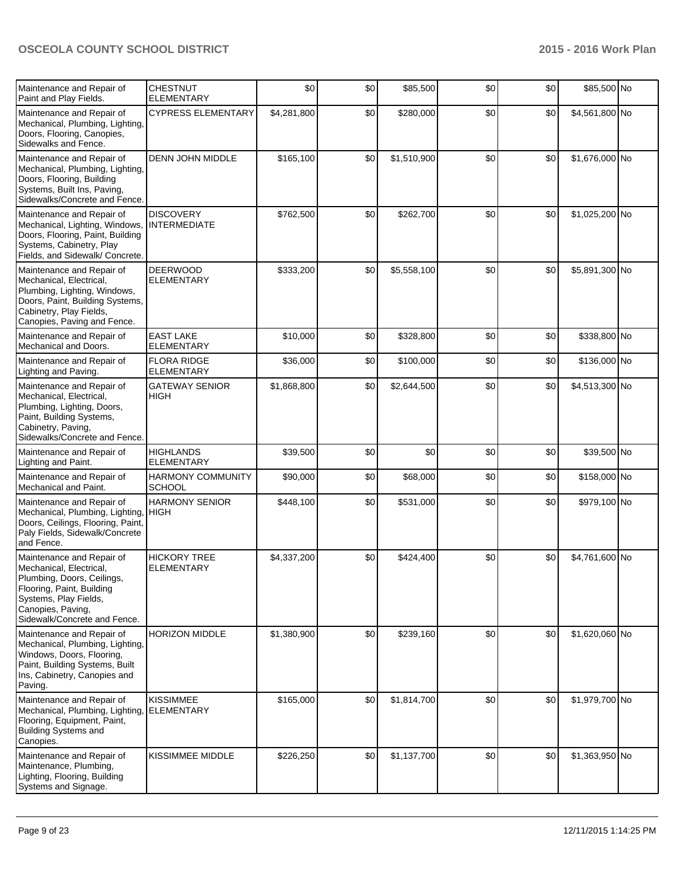| | | | | | | | | |
|---|---|---|---|---|---|---|---|---|
| Maintenance and Repair of Paint and Play Fields. | CHESTNUT ELEMENTARY | $0 | $0 | $85,500 | $0 | $0 | $85,500 | No |
| Maintenance and Repair of Mechanical, Plumbing, Lighting, Doors, Flooring, Canopies, Sidewalks and Fence. | CYPRESS ELEMENTARY | $4,281,800 | $0 | $280,000 | $0 | $0 | $4,561,800 | No |
| Maintenance and Repair of Mechanical, Plumbing, Lighting, Doors, Flooring, Building Systems, Built Ins, Paving, Sidewalks/Concrete and Fence. | DENN JOHN MIDDLE | $165,100 | $0 | $1,510,900 | $0 | $0 | $1,676,000 | No |
| Maintenance and Repair of Mechanical, Lighting, Windows, Doors, Flooring, Paint, Building Systems, Cabinetry, Play Fields, and Sidewalk/ Concrete. | DISCOVERY INTERMEDIATE | $762,500 | $0 | $262,700 | $0 | $0 | $1,025,200 | No |
| Maintenance and Repair of Mechanical, Electrical, Plumbing, Lighting, Windows, Doors, Paint, Building Systems, Cabinetry, Play Fields, Canopies, Paving and Fence. | DEERWOOD ELEMENTARY | $333,200 | $0 | $5,558,100 | $0 | $0 | $5,891,300 | No |
| Maintenance and Repair of Mechanical and Doors. | EAST LAKE ELEMENTARY | $10,000 | $0 | $328,800 | $0 | $0 | $338,800 | No |
| Maintenance and Repair of Lighting and Paving. | FLORA RIDGE ELEMENTARY | $36,000 | $0 | $100,000 | $0 | $0 | $136,000 | No |
| Maintenance and Repair of Mechanical, Electrical, Plumbing, Lighting, Doors, Paint, Building Systems, Cabinetry, Paving, Sidewalks/Concrete and Fence. | GATEWAY SENIOR HIGH | $1,868,800 | $0 | $2,644,500 | $0 | $0 | $4,513,300 | No |
| Maintenance and Repair of Lighting and Paint. | HIGHLANDS ELEMENTARY | $39,500 | $0 | $0 | $0 | $0 | $39,500 | No |
| Maintenance and Repair of Mechanical and Paint. | HARMONY COMMUNITY SCHOOL | $90,000 | $0 | $68,000 | $0 | $0 | $158,000 | No |
| Maintenance and Repair of Mechanical, Plumbing, Lighting, Doors, Ceilings, Flooring, Paint, Paly Fields, Sidewalk/Concrete and Fence. | HARMONY SENIOR HIGH | $448,100 | $0 | $531,000 | $0 | $0 | $979,100 | No |
| Maintenance and Repair of Mechanical, Electrical, Plumbing, Doors, Ceilings, Flooring, Paint, Building Systems, Play Fields, Canopies, Paving, Sidewalk/Concrete and Fence. | HICKORY TREE ELEMENTARY | $4,337,200 | $0 | $424,400 | $0 | $0 | $4,761,600 | No |
| Maintenance and Repair of Mechanical, Plumbing, Lighting, Windows, Doors, Flooring, Paint, Building Systems, Built Ins, Cabinetry, Canopies and Paving. | HORIZON MIDDLE | $1,380,900 | $0 | $239,160 | $0 | $0 | $1,620,060 | No |
| Maintenance and Repair of Mechanical, Plumbing, Lighting, Flooring, Equipment, Paint, Building Systems and Canopies. | KISSIMMEE ELEMENTARY | $165,000 | $0 | $1,814,700 | $0 | $0 | $1,979,700 | No |
| Maintenance and Repair of Maintenance, Plumbing, Lighting, Flooring, Building Systems and Signage. | KISSIMMEE MIDDLE | $226,250 | $0 | $1,137,700 | $0 | $0 | $1,363,950 | No |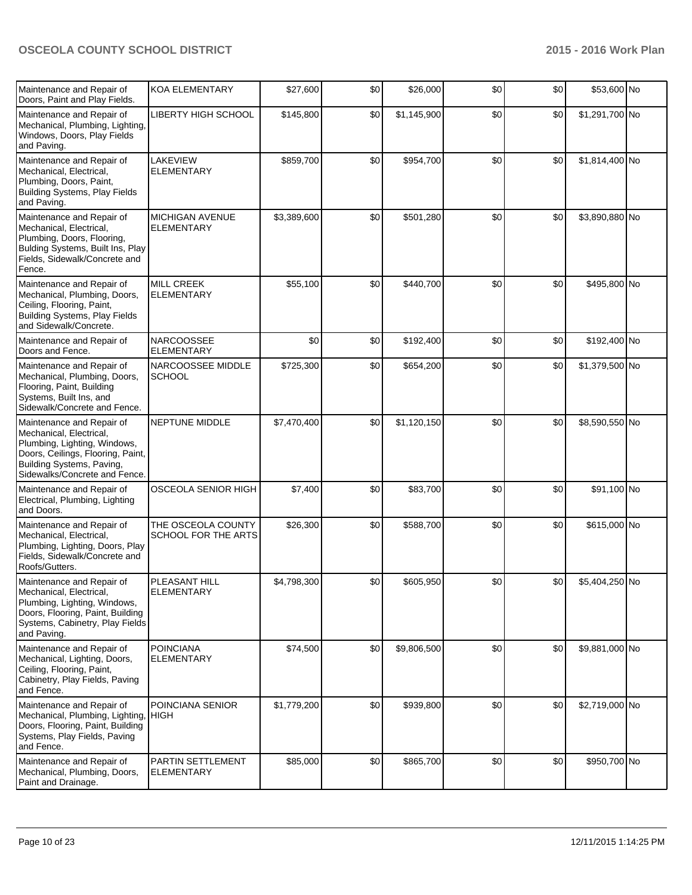| | | | | | | | | |
|---|---|---|---|---|---|---|---|---|
| Maintenance and Repair of Doors, Paint and Play Fields. | KOA ELEMENTARY | $27,600 | $0 | $26,000 | $0 | $0 | $53,600 | No |
| Maintenance and Repair of Mechanical, Plumbing, Lighting, Windows, Doors, Play Fields and Paving. | LIBERTY HIGH SCHOOL | $145,800 | $0 | $1,145,900 | $0 | $0 | $1,291,700 | No |
| Maintenance and Repair of Mechanical, Electrical, Plumbing, Doors, Paint, Building Systems, Play Fields and Paving. | LAKEVIEW ELEMENTARY | $859,700 | $0 | $954,700 | $0 | $0 | $1,814,400 | No |
| Maintenance and Repair of Mechanical, Electrical, Plumbing, Doors, Flooring, Bulding Systems, Built Ins, Play Fields, Sidewalk/Concrete and Fence. | MICHIGAN AVENUE ELEMENTARY | $3,389,600 | $0 | $501,280 | $0 | $0 | $3,890,880 | No |
| Maintenance and Repair of Mechanical, Plumbing, Doors, Ceiling, Flooring, Paint, Building Systems, Play Fields and Sidewalk/Concrete. | MILL CREEK ELEMENTARY | $55,100 | $0 | $440,700 | $0 | $0 | $495,800 | No |
| Maintenance and Repair of Doors and Fence. | NARCOOSSEE ELEMENTARY | $0 | $0 | $192,400 | $0 | $0 | $192,400 | No |
| Maintenance and Repair of Mechanical, Plumbing, Doors, Flooring, Paint, Building Systems, Built Ins, and Sidewalk/Concrete and Fence. | NARCOOSSEE MIDDLE SCHOOL | $725,300 | $0 | $654,200 | $0 | $0 | $1,379,500 | No |
| Maintenance and Repair of Mechanical, Electrical, Plumbing, Lighting, Windows, Doors, Ceilings, Flooring, Paint, Building Systems, Paving, Sidewalks/Concrete and Fence. | NEPTUNE MIDDLE | $7,470,400 | $0 | $1,120,150 | $0 | $0 | $8,590,550 | No |
| Maintenance and Repair of Electrical, Plumbing, Lighting and Doors. | OSCEOLA SENIOR HIGH | $7,400 | $0 | $83,700 | $0 | $0 | $91,100 | No |
| Maintenance and Repair of Mechanical, Electrical, Plumbing, Lighting, Doors, Play Fields, Sidewalk/Concrete and Roofs/Gutters. | THE OSCEOLA COUNTY SCHOOL FOR THE ARTS | $26,300 | $0 | $588,700 | $0 | $0 | $615,000 | No |
| Maintenance and Repair of Mechanical, Electrical, Plumbing, Lighting, Windows, Doors, Flooring, Paint, Building Systems, Cabinetry, Play Fields and Paving. | PLEASANT HILL ELEMENTARY | $4,798,300 | $0 | $605,950 | $0 | $0 | $5,404,250 | No |
| Maintenance and Repair of Mechanical, Lighting, Doors, Ceiling, Flooring, Paint, Cabinetry, Play Fields, Paving and Fence. | POINCIANA ELEMENTARY | $74,500 | $0 | $9,806,500 | $0 | $0 | $9,881,000 | No |
| Maintenance and Repair of Mechanical, Plumbing, Lighting, Doors, Flooring, Paint, Building Systems, Play Fields, Paving and Fence. | POINCIANA SENIOR HIGH | $1,779,200 | $0 | $939,800 | $0 | $0 | $2,719,000 | No |
| Maintenance and Repair of Mechanical, Plumbing, Doors, Paint and Drainage. | PARTIN SETTLEMENT ELEMENTARY | $85,000 | $0 | $865,700 | $0 | $0 | $950,700 | No |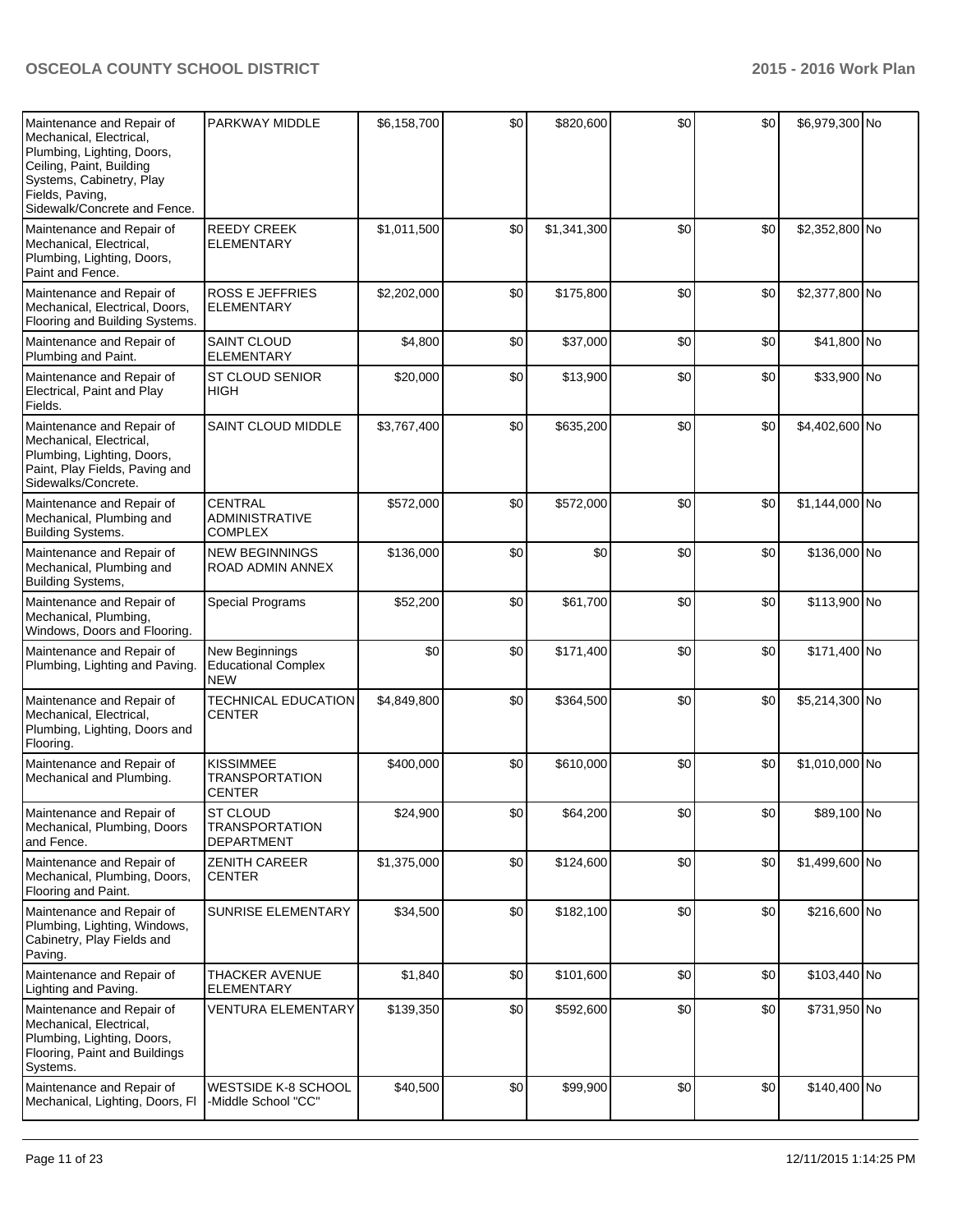| | | | | | | | | |
|---|---|---|---|---|---|---|---|---|
| Maintenance and Repair of Mechanical, Electrical, Plumbing, Lighting, Doors, Ceiling, Paint, Building Systems, Cabinetry, Play Fields, Paving, Sidewalk/Concrete and Fence. | PARKWAY MIDDLE | $6,158,700 | $0 | $820,600 | $0 | $0 | $6,979,300 | No |
| Maintenance and Repair of Mechanical, Electrical, Plumbing, Lighting, Doors, Paint and Fence. | REEDY CREEK ELEMENTARY | $1,011,500 | $0 | $1,341,300 | $0 | $0 | $2,352,800 | No |
| Maintenance and Repair of Mechanical, Electrical, Doors, Flooring and Building Systems. | ROSS E JEFFRIES ELEMENTARY | $2,202,000 | $0 | $175,800 | $0 | $0 | $2,377,800 | No |
| Maintenance and Repair of Plumbing and Paint. | SAINT CLOUD ELEMENTARY | $4,800 | $0 | $37,000 | $0 | $0 | $41,800 | No |
| Maintenance and Repair of Electrical, Paint and Play Fields. | ST CLOUD SENIOR HIGH | $20,000 | $0 | $13,900 | $0 | $0 | $33,900 | No |
| Maintenance and Repair of Mechanical, Electrical, Plumbing, Lighting, Doors, Paint, Play Fields, Paving and Sidewalks/Concrete. | SAINT CLOUD MIDDLE | $3,767,400 | $0 | $635,200 | $0 | $0 | $4,402,600 | No |
| Maintenance and Repair of Mechanical, Plumbing and Building Systems. | CENTRAL ADMINISTRATIVE COMPLEX | $572,000 | $0 | $572,000 | $0 | $0 | $1,144,000 | No |
| Maintenance and Repair of Mechanical, Plumbing and Building Systems, | NEW BEGINNINGS ROAD ADMIN ANNEX | $136,000 | $0 | $0 | $0 | $0 | $136,000 | No |
| Maintenance and Repair of Mechanical, Plumbing, Windows, Doors and Flooring. | Special Programs | $52,200 | $0 | $61,700 | $0 | $0 | $113,900 | No |
| Maintenance and Repair of Plumbing, Lighting and Paving. | New Beginnings Educational Complex NEW | $0 | $0 | $171,400 | $0 | $0 | $171,400 | No |
| Maintenance and Repair of Mechanical, Electrical, Plumbing, Lighting, Doors and Flooring. | TECHNICAL EDUCATION CENTER | $4,849,800 | $0 | $364,500 | $0 | $0 | $5,214,300 | No |
| Maintenance and Repair of Mechanical and Plumbing. | KISSIMMEE TRANSPORTATION CENTER | $400,000 | $0 | $610,000 | $0 | $0 | $1,010,000 | No |
| Maintenance and Repair of Mechanical, Plumbing, Doors and Fence. | ST CLOUD TRANSPORTATION DEPARTMENT | $24,900 | $0 | $64,200 | $0 | $0 | $89,100 | No |
| Maintenance and Repair of Mechanical, Plumbing, Doors, Flooring and Paint. | ZENITH CAREER CENTER | $1,375,000 | $0 | $124,600 | $0 | $0 | $1,499,600 | No |
| Maintenance and Repair of Plumbing, Lighting, Windows, Cabinetry, Play Fields and Paving. | SUNRISE ELEMENTARY | $34,500 | $0 | $182,100 | $0 | $0 | $216,600 | No |
| Maintenance and Repair of Lighting and Paving. | THACKER AVENUE ELEMENTARY | $1,840 | $0 | $101,600 | $0 | $0 | $103,440 | No |
| Maintenance and Repair of Mechanical, Electrical, Plumbing, Lighting, Doors, Flooring, Paint and Buildings Systems. | VENTURA ELEMENTARY | $139,350 | $0 | $592,600 | $0 | $0 | $731,950 | No |
| Maintenance and Repair of Mechanical, Lighting, Doors, Fl | WESTSIDE K-8 SCHOOL -Middle School "CC" | $40,500 | $0 | $99,900 | $0 | $0 | $140,400 | No |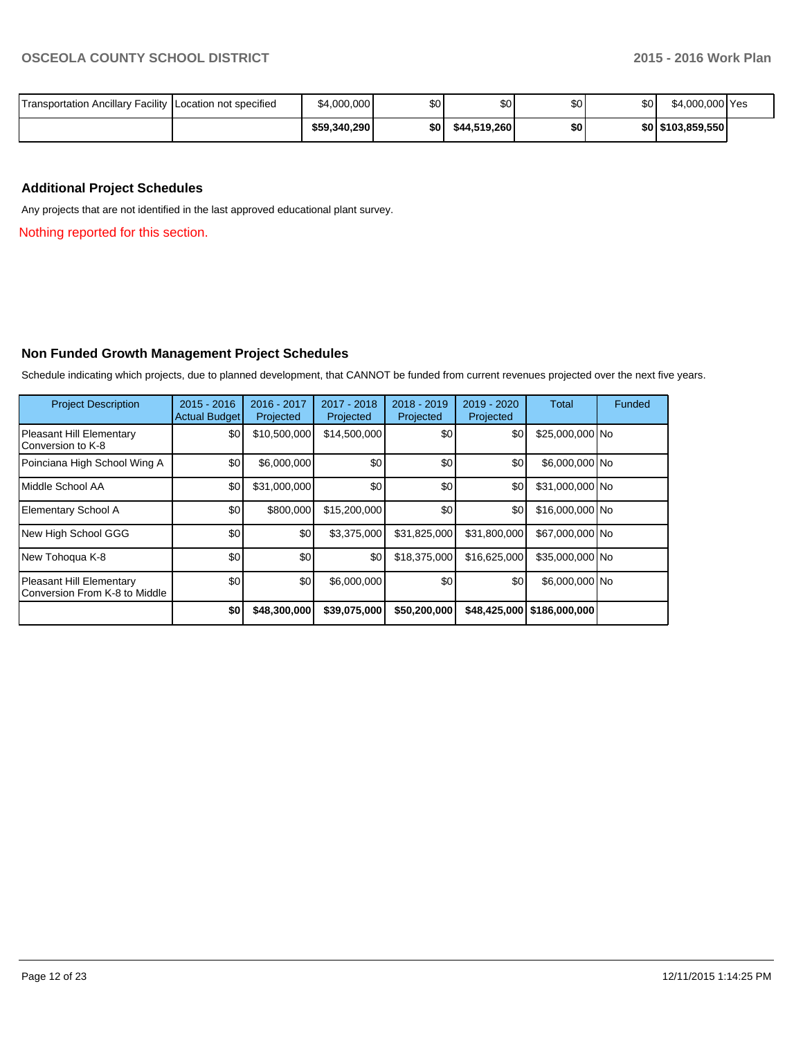| | | | | | | | | |
|---|---|---|---|---|---|---|---|---|
| Transportation Ancillary Facility | Location not specified | $4,000,000 | $0 | $0 | $0 | $0 | $4,000,000 | Yes |
| | | **$59,340,290** | **$0** | **$44,519,260** | **$0** | **$0** | **$103,859,550** | |

### Additional Project Schedules

Any projects that are not identified in the last approved educational plant survey.

Nothing reported for this section.

### Non Funded Growth Management Project Schedules

Schedule indicating which projects, due to planned development, that CANNOT be funded from current revenues projected over the next five years.

| Project Description | 2015 - 2016 Actual Budget | 2016 - 2017 Projected | 2017 - 2018 Projected | 2018 - 2019 Projected | 2019 - 2020 Projected | Total | Funded |
|---|---|---|---|---|---|---|---|
| Pleasant Hill Elementary Conversion to K-8 | $0 | $10,500,000 | $14,500,000 | $0 | $0 | $25,000,000 | No |
| Poinciana High School Wing A | $0 | $6,000,000 | $0 | $0 | $0 | $6,000,000 | No |
| Middle School AA | $0 | $31,000,000 | $0 | $0 | $0 | $31,000,000 | No |
| Elementary School A | $0 | $800,000 | $15,200,000 | $0 | $0 | $16,000,000 | No |
| New High School GGG | $0 | $0 | $3,375,000 | $31,825,000 | $31,800,000 | $67,000,000 | No |
| New Tohoqua K-8 | $0 | $0 | $0 | $18,375,000 | $16,625,000 | $35,000,000 | No |
| Pleasant Hill Elementary Conversion From K-8 to Middle | $0 | $0 | $6,000,000 | $0 | $0 | $6,000,000 | No |
| | **$0** | **$48,300,000** | **$39,075,000** | **$50,200,000** | **$48,425,000** | **$186,000,000** | |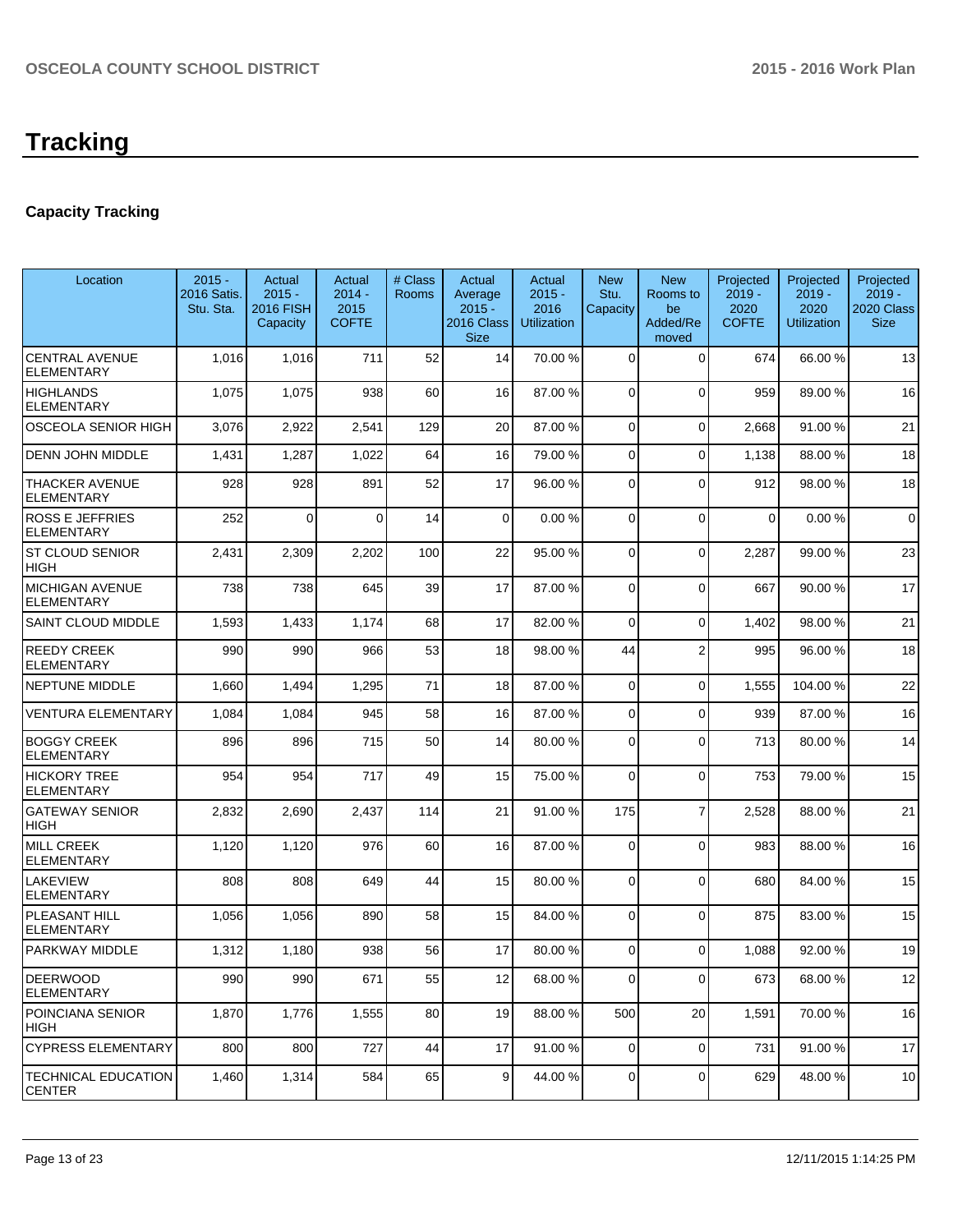# Tracking

## Capacity Tracking

| Location | 2015 - 2016 Satis. Stu. Sta. | Actual 2015 - 2016 FISH Capacity | Actual 2014 - 2015 COFTE | # Class Rooms | Actual Average 2015 - 2016 Class Size | Actual 2015 - 2016 Utilization | New Stu. Capacity | New Rooms to be Added/Removed | Projected 2019 - 2020 COFTE | Projected 2019 - 2020 Utilization | Projected 2019 - 2020 Class Size |
|---|---|---|---|---|---|---|---|---|---|---|---|
| CENTRAL AVENUE ELEMENTARY | 1,016 | 1,016 | 711 | 52 | 14 | 70.00 % | 0 | 0 | 674 | 66.00 % | 13 |
| HIGHLANDS ELEMENTARY | 1,075 | 1,075 | 938 | 60 | 16 | 87.00 % | 0 | 0 | 959 | 89.00 % | 16 |
| OSCEOLA SENIOR HIGH | 3,076 | 2,922 | 2,541 | 129 | 20 | 87.00 % | 0 | 0 | 2,668 | 91.00 % | 21 |
| DENN JOHN MIDDLE | 1,431 | 1,287 | 1,022 | 64 | 16 | 79.00 % | 0 | 0 | 1,138 | 88.00 % | 18 |
| THACKER AVENUE ELEMENTARY | 928 | 928 | 891 | 52 | 17 | 96.00 % | 0 | 0 | 912 | 98.00 % | 18 |
| ROSS E JEFFRIES ELEMENTARY | 252 | 0 | 0 | 14 | 0 | 0.00 % | 0 | 0 | 0 | 0.00 % | 0 |
| ST CLOUD SENIOR HIGH | 2,431 | 2,309 | 2,202 | 100 | 22 | 95.00 % | 0 | 0 | 2,287 | 99.00 % | 23 |
| MICHIGAN AVENUE ELEMENTARY | 738 | 738 | 645 | 39 | 17 | 87.00 % | 0 | 0 | 667 | 90.00 % | 17 |
| SAINT CLOUD MIDDLE | 1,593 | 1,433 | 1,174 | 68 | 17 | 82.00 % | 0 | 0 | 1,402 | 98.00 % | 21 |
| REEDY CREEK ELEMENTARY | 990 | 990 | 966 | 53 | 18 | 98.00 % | 44 | 2 | 995 | 96.00 % | 18 |
| NEPTUNE MIDDLE | 1,660 | 1,494 | 1,295 | 71 | 18 | 87.00 % | 0 | 0 | 1,555 | 104.00 % | 22 |
| VENTURA ELEMENTARY | 1,084 | 1,084 | 945 | 58 | 16 | 87.00 % | 0 | 0 | 939 | 87.00 % | 16 |
| BOGGY CREEK ELEMENTARY | 896 | 896 | 715 | 50 | 14 | 80.00 % | 0 | 0 | 713 | 80.00 % | 14 |
| HICKORY TREE ELEMENTARY | 954 | 954 | 717 | 49 | 15 | 75.00 % | 0 | 0 | 753 | 79.00 % | 15 |
| GATEWAY SENIOR HIGH | 2,832 | 2,690 | 2,437 | 114 | 21 | 91.00 % | 175 | 7 | 2,528 | 88.00 % | 21 |
| MILL CREEK ELEMENTARY | 1,120 | 1,120 | 976 | 60 | 16 | 87.00 % | 0 | 0 | 983 | 88.00 % | 16 |
| LAKEVIEW ELEMENTARY | 808 | 808 | 649 | 44 | 15 | 80.00 % | 0 | 0 | 680 | 84.00 % | 15 |
| PLEASANT HILL ELEMENTARY | 1,056 | 1,056 | 890 | 58 | 15 | 84.00 % | 0 | 0 | 875 | 83.00 % | 15 |
| PARKWAY MIDDLE | 1,312 | 1,180 | 938 | 56 | 17 | 80.00 % | 0 | 0 | 1,088 | 92.00 % | 19 |
| DEERWOOD ELEMENTARY | 990 | 990 | 671 | 55 | 12 | 68.00 % | 0 | 0 | 673 | 68.00 % | 12 |
| POINCIANA SENIOR HIGH | 1,870 | 1,776 | 1,555 | 80 | 19 | 88.00 % | 500 | 20 | 1,591 | 70.00 % | 16 |
| CYPRESS ELEMENTARY | 800 | 800 | 727 | 44 | 17 | 91.00 % | 0 | 0 | 731 | 91.00 % | 17 |
| TECHNICAL EDUCATION CENTER | 1,460 | 1,314 | 584 | 65 | 9 | 44.00 % | 0 | 0 | 629 | 48.00 % | 10 |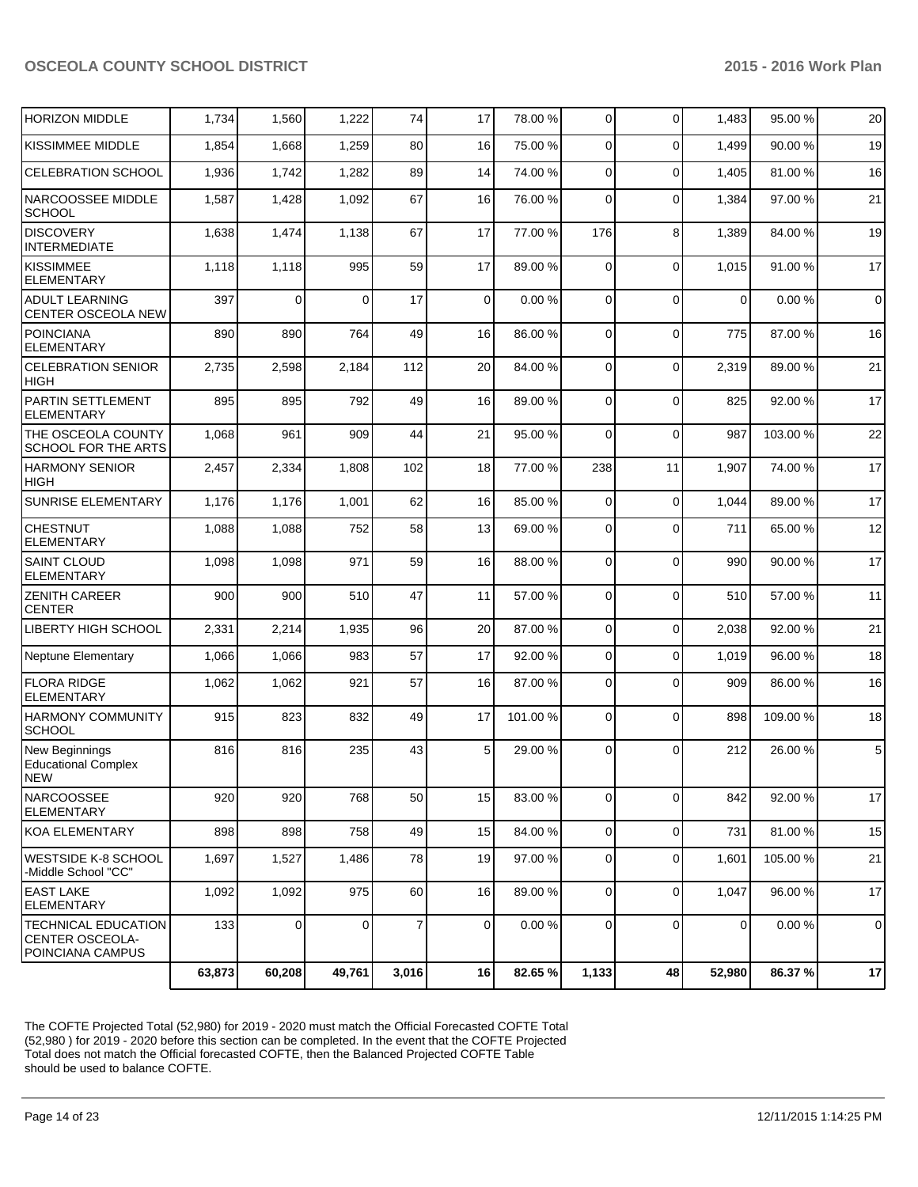| | | | | | | | | | | |
|---|---|---|---|---|---|---|---|---|---|---|
| HORIZON MIDDLE | 1,734 | 1,560 | 1,222 | 74 | 17 | 78.00 % | 0 | 0 | 1,483 | 95.00 % | 20 |
| KISSIMMEE MIDDLE | 1,854 | 1,668 | 1,259 | 80 | 16 | 75.00 % | 0 | 0 | 1,499 | 90.00 % | 19 |
| CELEBRATION SCHOOL | 1,936 | 1,742 | 1,282 | 89 | 14 | 74.00 % | 0 | 0 | 1,405 | 81.00 % | 16 |
| NARCOOSSEE MIDDLE SCHOOL | 1,587 | 1,428 | 1,092 | 67 | 16 | 76.00 % | 0 | 0 | 1,384 | 97.00 % | 21 |
| DISCOVERY INTERMEDIATE | 1,638 | 1,474 | 1,138 | 67 | 17 | 77.00 % | 176 | 8 | 1,389 | 84.00 % | 19 |
| KISSIMMEE ELEMENTARY | 1,118 | 1,118 | 995 | 59 | 17 | 89.00 % | 0 | 0 | 1,015 | 91.00 % | 17 |
| ADULT LEARNING CENTER OSCEOLA NEW | 397 | 0 | 0 | 17 | 0 | 0.00 % | 0 | 0 | 0 | 0.00 % | 0 |
| POINCIANA ELEMENTARY | 890 | 890 | 764 | 49 | 16 | 86.00 % | 0 | 0 | 775 | 87.00 % | 16 |
| CELEBRATION SENIOR HIGH | 2,735 | 2,598 | 2,184 | 112 | 20 | 84.00 % | 0 | 0 | 2,319 | 89.00 % | 21 |
| PARTIN SETTLEMENT ELEMENTARY | 895 | 895 | 792 | 49 | 16 | 89.00 % | 0 | 0 | 825 | 92.00 % | 17 |
| THE OSCEOLA COUNTY SCHOOL FOR THE ARTS | 1,068 | 961 | 909 | 44 | 21 | 95.00 % | 0 | 0 | 987 | 103.00 % | 22 |
| HARMONY SENIOR HIGH | 2,457 | 2,334 | 1,808 | 102 | 18 | 77.00 % | 238 | 11 | 1,907 | 74.00 % | 17 |
| SUNRISE ELEMENTARY | 1,176 | 1,176 | 1,001 | 62 | 16 | 85.00 % | 0 | 0 | 1,044 | 89.00 % | 17 |
| CHESTNUT ELEMENTARY | 1,088 | 1,088 | 752 | 58 | 13 | 69.00 % | 0 | 0 | 711 | 65.00 % | 12 |
| SAINT CLOUD ELEMENTARY | 1,098 | 1,098 | 971 | 59 | 16 | 88.00 % | 0 | 0 | 990 | 90.00 % | 17 |
| ZENITH CAREER CENTER | 900 | 900 | 510 | 47 | 11 | 57.00 % | 0 | 0 | 510 | 57.00 % | 11 |
| LIBERTY HIGH SCHOOL | 2,331 | 2,214 | 1,935 | 96 | 20 | 87.00 % | 0 | 0 | 2,038 | 92.00 % | 21 |
| Neptune Elementary | 1,066 | 1,066 | 983 | 57 | 17 | 92.00 % | 0 | 0 | 1,019 | 96.00 % | 18 |
| FLORA RIDGE ELEMENTARY | 1,062 | 1,062 | 921 | 57 | 16 | 87.00 % | 0 | 0 | 909 | 86.00 % | 16 |
| HARMONY COMMUNITY SCHOOL | 915 | 823 | 832 | 49 | 17 | 101.00 % | 0 | 0 | 898 | 109.00 % | 18 |
| New Beginnings Educational Complex NEW | 816 | 816 | 235 | 43 | 5 | 29.00 % | 0 | 0 | 212 | 26.00 % | 5 |
| NARCOOSSEE ELEMENTARY | 920 | 920 | 768 | 50 | 15 | 83.00 % | 0 | 0 | 842 | 92.00 % | 17 |
| KOA ELEMENTARY | 898 | 898 | 758 | 49 | 15 | 84.00 % | 0 | 0 | 731 | 81.00 % | 15 |
| WESTSIDE K-8 SCHOOL -Middle School "CC" | 1,697 | 1,527 | 1,486 | 78 | 19 | 97.00 % | 0 | 0 | 1,601 | 105.00 % | 21 |
| EAST LAKE ELEMENTARY | 1,092 | 1,092 | 975 | 60 | 16 | 89.00 % | 0 | 0 | 1,047 | 96.00 % | 17 |
| TECHNICAL EDUCATION CENTER OSCEOLA-POINCIANA CAMPUS | 133 | 0 | 0 | 7 | 0 | 0.00 % | 0 | 0 | 0 | 0.00 % | 0 |
| | **63,873** | **60,208** | **49,761** | **3,016** | **16** | **82.65 %** | **1,133** | **48** | **52,980** | **86.37 %** | **17** |

The COFTE Projected Total (52,980) for 2019 - 2020 must match the Official Forecasted COFTE Total (52,980 ) for 2019 - 2020 before this section can be completed. In the event that the COFTE Projected Total does not match the Official forecasted COFTE, then the Balanced Projected COFTE Table should be used to balance COFTE.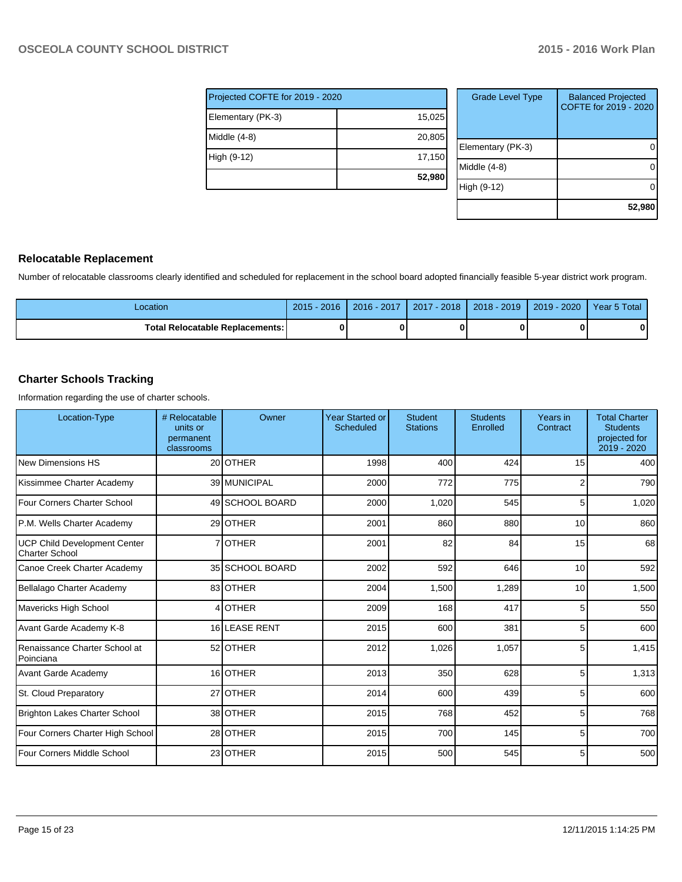| Projected COFTE for 2019 - 2020 | |
|---|---|
| Elementary (PK-3) | 15,025 |
| Middle (4-8) | 20,805 |
| High (9-12) | 17,150 |
| | **52,980** |

| Grade Level Type | Balanced Projected COFTE for 2019 - 2020 |
|---|---|
| Elementary (PK-3) | 0 |
| Middle (4-8) | 0 |
| High (9-12) | 0 |
| | **52,980** |

## Relocatable Replacement

Number of relocatable classrooms clearly identified and scheduled for replacement in the school board adopted financially feasible 5-year district work program.

| Location | 2015 - 2016 | 2016 - 2017 | 2017 - 2018 | 2018 - 2019 | 2019 - 2020 | Year 5 Total |
|---|---|---|---|---|---|---|
| **Total Relocatable Replacements:** | **0** | **0** | **0** | **0** | **0** | **0** |

## Charter Schools Tracking

Information regarding the use of charter schools.

| Location-Type | # Relocatable units or permanent classrooms | Owner | Year Started or Scheduled | Student Stations | Students Enrolled | Years in Contract | Total Charter Students projected for 2019 - 2020 |
|---|---|---|---|---|---|---|---|
| New Dimensions HS | 20 | OTHER | 1998 | 400 | 424 | 15 | 400 |
| Kissimmee Charter Academy | 39 | MUNICIPAL | 2000 | 772 | 775 | 2 | 790 |
| Four Corners Charter School | 49 | SCHOOL BOARD | 2000 | 1,020 | 545 | 5 | 1,020 |
| P.M. Wells Charter Academy | 29 | OTHER | 2001 | 860 | 880 | 10 | 860 |
| UCP Child Development Center Charter School | 7 | OTHER | 2001 | 82 | 84 | 15 | 68 |
| Canoe Creek Charter Academy | 35 | SCHOOL BOARD | 2002 | 592 | 646 | 10 | 592 |
| Bellalago Charter Academy | 83 | OTHER | 2004 | 1,500 | 1,289 | 10 | 1,500 |
| Mavericks High School | 4 | OTHER | 2009 | 168 | 417 | 5 | 550 |
| Avant Garde Academy K-8 | 16 | LEASE RENT | 2015 | 600 | 381 | 5 | 600 |
| Renaissance Charter School at Poinciana | 52 | OTHER | 2012 | 1,026 | 1,057 | 5 | 1,415 |
| Avant Garde Academy | 16 | OTHER | 2013 | 350 | 628 | 5 | 1,313 |
| St. Cloud Preparatory | 27 | OTHER | 2014 | 600 | 439 | 5 | 600 |
| Brighton Lakes Charter School | 38 | OTHER | 2015 | 768 | 452 | 5 | 768 |
| Four Corners Charter High School | 28 | OTHER | 2015 | 700 | 145 | 5 | 700 |
| Four Corners Middle School | 23 | OTHER | 2015 | 500 | 545 | 5 | 500 |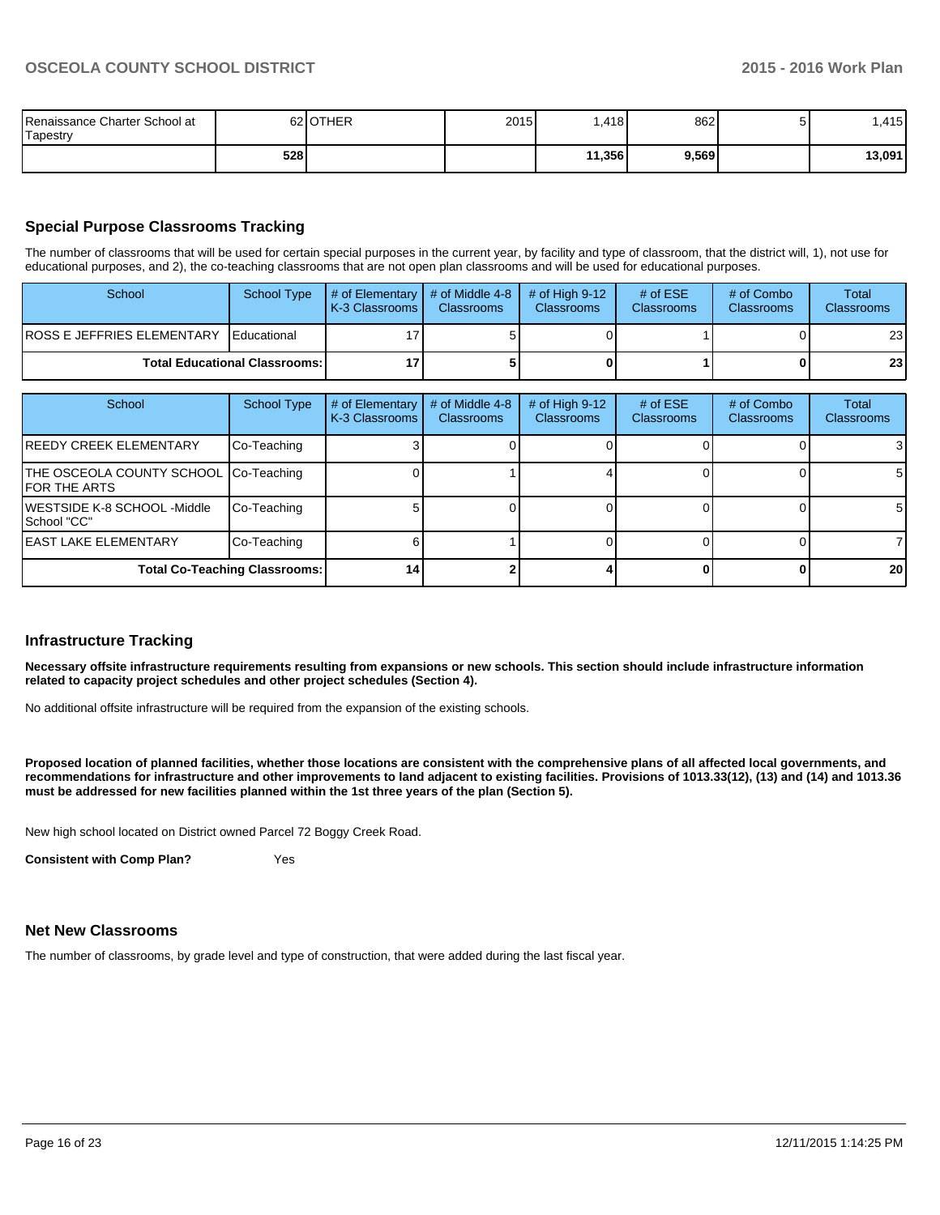| | | | | | | | |
|---|---|---|---|---|---|---|---|
| Renaissance Charter School at Tapestry | 62 | OTHER | 2015 | 1,418 | 862 | 5 | 1,415 |
| | **528** | | | **11,356** | **9,569** | | **13,091** |

## Special Purpose Classrooms Tracking

The number of classrooms that will be used for certain special purposes in the current year, by facility and type of classroom, that the district will, 1), not use for educational purposes, and 2), the co-teaching classrooms that are not open plan classrooms and will be used for educational purposes.

| School | School Type | # of Elementary K-3 Classrooms | # of Middle 4-8 Classrooms | # of High 9-12 Classrooms | # of ESE Classrooms | # of Combo Classrooms | Total Classrooms |
|---|---|---|---|---|---|---|---|
| ROSS E JEFFRIES ELEMENTARY | Educational | 17 | 5 | 0 | 1 | 0 | 23 |
| **Total Educational Classrooms:** | | **17** | **5** | **0** | **1** | **0** | **23** |

| School | School Type | # of Elementary K-3 Classrooms | # of Middle 4-8 Classrooms | # of High 9-12 Classrooms | # of ESE Classrooms | # of Combo Classrooms | Total Classrooms |
|---|---|---|---|---|---|---|---|
| REEDY CREEK ELEMENTARY | Co-Teaching | 3 | 0 | 0 | 0 | 0 | 3 |
| THE OSCEOLA COUNTY SCHOOL FOR THE ARTS | Co-Teaching | 0 | 1 | 4 | 0 | 0 | 5 |
| WESTSIDE K-8 SCHOOL -Middle School "CC" | Co-Teaching | 5 | 0 | 0 | 0 | 0 | 5 |
| EAST LAKE ELEMENTARY | Co-Teaching | 6 | 1 | 0 | 0 | 0 | 7 |
| **Total Co-Teaching Classrooms:** | | **14** | **2** | **4** | **0** | **0** | **20** |

## Infrastructure Tracking

**Necessary offsite infrastructure requirements resulting from expansions or new schools. This section should include infrastructure information related to capacity project schedules and other project schedules (Section 4).**

No additional offsite infrastructure will be required from the expansion of the existing schools.

**Proposed location of planned facilities, whether those locations are consistent with the comprehensive plans of all affected local governments, and recommendations for infrastructure and other improvements to land adjacent to existing facilities. Provisions of 1013.33(12), (13) and (14) and 1013.36 must be addressed for new facilities planned within the 1st three years of the plan (Section 5).**

New high school located on District owned Parcel 72 Boggy Creek Road.

**Consistent with Comp Plan?** Yes

## Net New Classrooms

The number of classrooms, by grade level and type of construction, that were added during the last fiscal year.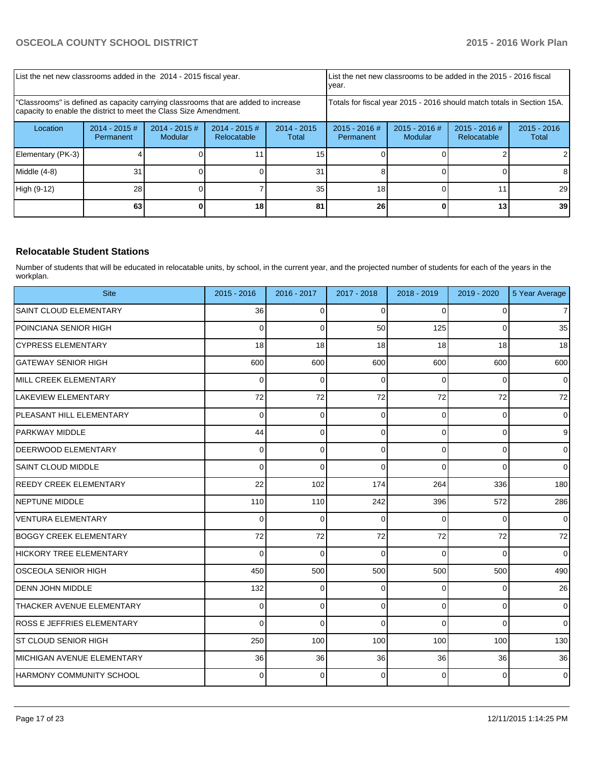| List the net new classrooms added in the 2014 - 2015 fiscal year. | | | | List the net new classrooms to be added in the 2015 - 2016 fiscal year. | | | |
|---|---|---|---|---|---|---|---|
| "Classrooms" is defined as capacity carrying classrooms that are added to increase capacity to enable the district to meet the Class Size Amendment. | | | | Totals for fiscal year 2015 - 2016 should match totals in Section 15A. | | | |
| Location | 2014 - 2015 # Permanent | 2014 - 2015 # Modular | 2014 - 2015 # Relocatable | 2014 - 2015 Total | 2015 - 2016 # Permanent | 2015 - 2016 # Modular | 2015 - 2016 # Relocatable | 2015 - 2016 Total |
| Elementary (PK-3) | 4 | 0 | 11 | 15 | 0 | 0 | 2 | 2 |
| Middle (4-8) | 31 | 0 | 0 | 31 | 8 | 0 | 0 | 8 |
| High (9-12) | 28 | 0 | 7 | 35 | 18 | 0 | 11 | 29 |
| | **63** | **0** | **18** | **81** | **26** | **0** | **13** | **39** |

### Relocatable Student Stations

Number of students that will be educated in relocatable units, by school, in the current year, and the projected number of students for each of the years in the workplan.

| Site | 2015 - 2016 | 2016 - 2017 | 2017 - 2018 | 2018 - 2019 | 2019 - 2020 | 5 Year Average |
|---|---|---|---|---|---|---|
| SAINT CLOUD ELEMENTARY | 36 | 0 | 0 | 0 | 0 | 7 |
| POINCIANA SENIOR HIGH | 0 | 0 | 50 | 125 | 0 | 35 |
| CYPRESS ELEMENTARY | 18 | 18 | 18 | 18 | 18 | 18 |
| GATEWAY SENIOR HIGH | 600 | 600 | 600 | 600 | 600 | 600 |
| MILL CREEK ELEMENTARY | 0 | 0 | 0 | 0 | 0 | 0 |
| LAKEVIEW ELEMENTARY | 72 | 72 | 72 | 72 | 72 | 72 |
| PLEASANT HILL ELEMENTARY | 0 | 0 | 0 | 0 | 0 | 0 |
| PARKWAY MIDDLE | 44 | 0 | 0 | 0 | 0 | 9 |
| DEERWOOD ELEMENTARY | 0 | 0 | 0 | 0 | 0 | 0 |
| SAINT CLOUD MIDDLE | 0 | 0 | 0 | 0 | 0 | 0 |
| REEDY CREEK ELEMENTARY | 22 | 102 | 174 | 264 | 336 | 180 |
| NEPTUNE MIDDLE | 110 | 110 | 242 | 396 | 572 | 286 |
| VENTURA ELEMENTARY | 0 | 0 | 0 | 0 | 0 | 0 |
| BOGGY CREEK ELEMENTARY | 72 | 72 | 72 | 72 | 72 | 72 |
| HICKORY TREE ELEMENTARY | 0 | 0 | 0 | 0 | 0 | 0 |
| OSCEOLA SENIOR HIGH | 450 | 500 | 500 | 500 | 500 | 490 |
| DENN JOHN MIDDLE | 132 | 0 | 0 | 0 | 0 | 26 |
| THACKER AVENUE ELEMENTARY | 0 | 0 | 0 | 0 | 0 | 0 |
| ROSS E JEFFRIES ELEMENTARY | 0 | 0 | 0 | 0 | 0 | 0 |
| ST CLOUD SENIOR HIGH | 250 | 100 | 100 | 100 | 100 | 130 |
| MICHIGAN AVENUE ELEMENTARY | 36 | 36 | 36 | 36 | 36 | 36 |
| HARMONY COMMUNITY SCHOOL | 0 | 0 | 0 | 0 | 0 | 0 |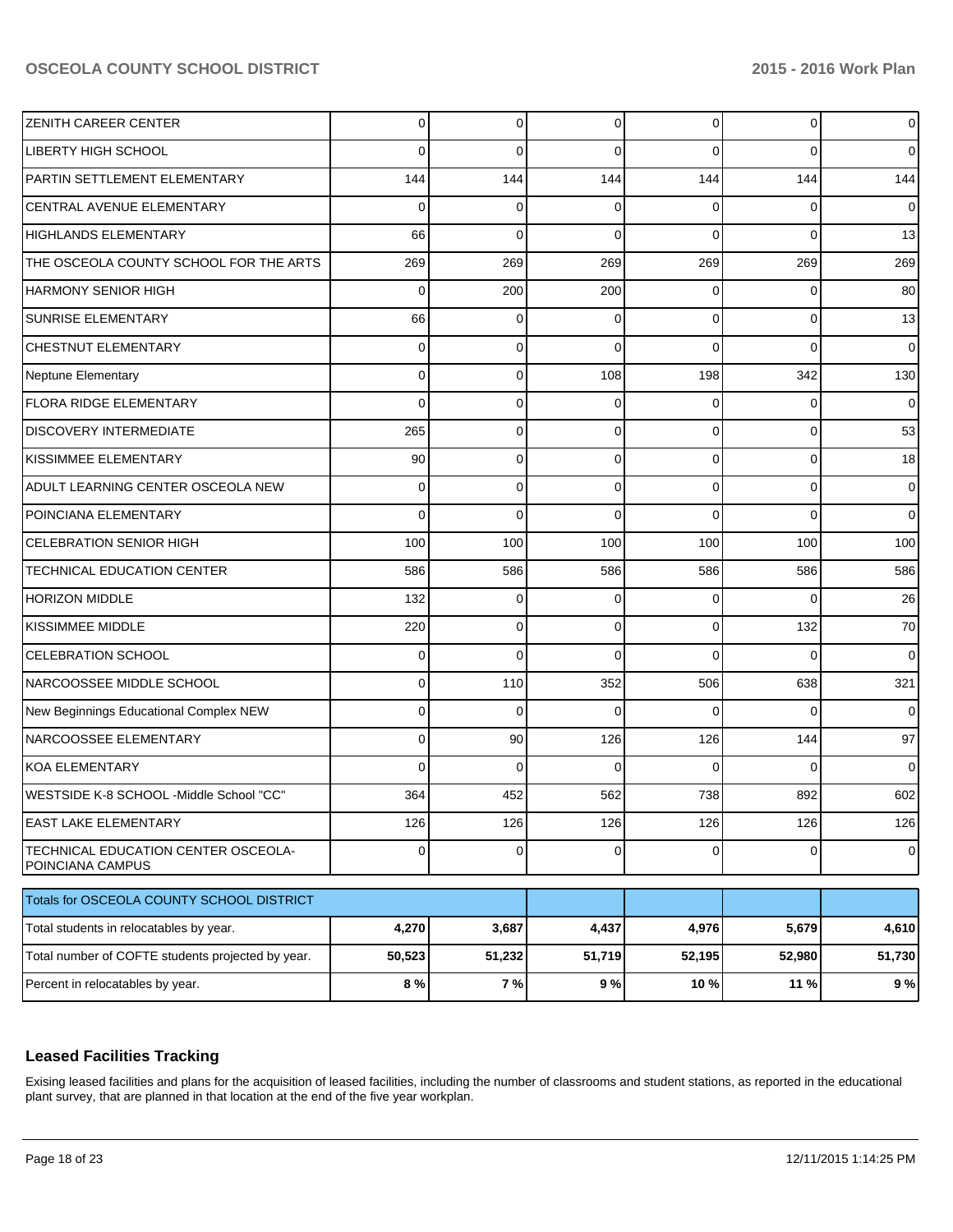| | | | | | | |
|---|---|---|---|---|---|---|
| ZENITH CAREER CENTER | 0 | 0 | 0 | 0 | 0 | 0 |
| LIBERTY HIGH SCHOOL | 0 | 0 | 0 | 0 | 0 | 0 |
| PARTIN SETTLEMENT ELEMENTARY | 144 | 144 | 144 | 144 | 144 | 144 |
| CENTRAL AVENUE ELEMENTARY | 0 | 0 | 0 | 0 | 0 | 0 |
| HIGHLANDS ELEMENTARY | 66 | 0 | 0 | 0 | 0 | 13 |
| THE OSCEOLA COUNTY SCHOOL FOR THE ARTS | 269 | 269 | 269 | 269 | 269 | 269 |
| HARMONY SENIOR HIGH | 0 | 200 | 200 | 0 | 0 | 80 |
| SUNRISE ELEMENTARY | 66 | 0 | 0 | 0 | 0 | 13 |
| CHESTNUT ELEMENTARY | 0 | 0 | 0 | 0 | 0 | 0 |
| Neptune Elementary | 0 | 0 | 108 | 198 | 342 | 130 |
| FLORA RIDGE ELEMENTARY | 0 | 0 | 0 | 0 | 0 | 0 |
| DISCOVERY INTERMEDIATE | 265 | 0 | 0 | 0 | 0 | 53 |
| KISSIMMEE ELEMENTARY | 90 | 0 | 0 | 0 | 0 | 18 |
| ADULT LEARNING CENTER OSCEOLA NEW | 0 | 0 | 0 | 0 | 0 | 0 |
| POINCIANA ELEMENTARY | 0 | 0 | 0 | 0 | 0 | 0 |
| CELEBRATION SENIOR HIGH | 100 | 100 | 100 | 100 | 100 | 100 |
| TECHNICAL EDUCATION CENTER | 586 | 586 | 586 | 586 | 586 | 586 |
| HORIZON MIDDLE | 132 | 0 | 0 | 0 | 0 | 26 |
| KISSIMMEE MIDDLE | 220 | 0 | 0 | 0 | 132 | 70 |
| CELEBRATION SCHOOL | 0 | 0 | 0 | 0 | 0 | 0 |
| NARCOOSSEE MIDDLE SCHOOL | 0 | 110 | 352 | 506 | 638 | 321 |
| New Beginnings Educational Complex NEW | 0 | 0 | 0 | 0 | 0 | 0 |
| NARCOOSSEE ELEMENTARY | 0 | 90 | 126 | 126 | 144 | 97 |
| KOA ELEMENTARY | 0 | 0 | 0 | 0 | 0 | 0 |
| WESTSIDE K-8 SCHOOL -Middle School "CC" | 364 | 452 | 562 | 738 | 892 | 602 |
| EAST LAKE ELEMENTARY | 126 | 126 | 126 | 126 | 126 | 126 |
| TECHNICAL EDUCATION CENTER OSCEOLA-POINCIANA CAMPUS | 0 | 0 | 0 | 0 | 0 | 0 |

| Totals for OSCEOLA COUNTY SCHOOL DISTRICT | | | | | | |
|---|---|---|---|---|---|---|
| Total students in relocatables by year. | **4,270** | **3,687** | **4,437** | **4,976** | **5,679** | **4,610** |
| Total number of COFTE students projected by year. | **50,523** | **51,232** | **51,719** | **52,195** | **52,980** | **51,730** |
| Percent in relocatables by year. | **8 %** | **7 %** | **9 %** | **10 %** | **11 %** | **9 %** |

## Leased Facilities Tracking

Exising leased facilities and plans for the acquisition of leased facilities, including the number of classrooms and student stations, as reported in the educational plant survey, that are planned in that location at the end of the five year workplan.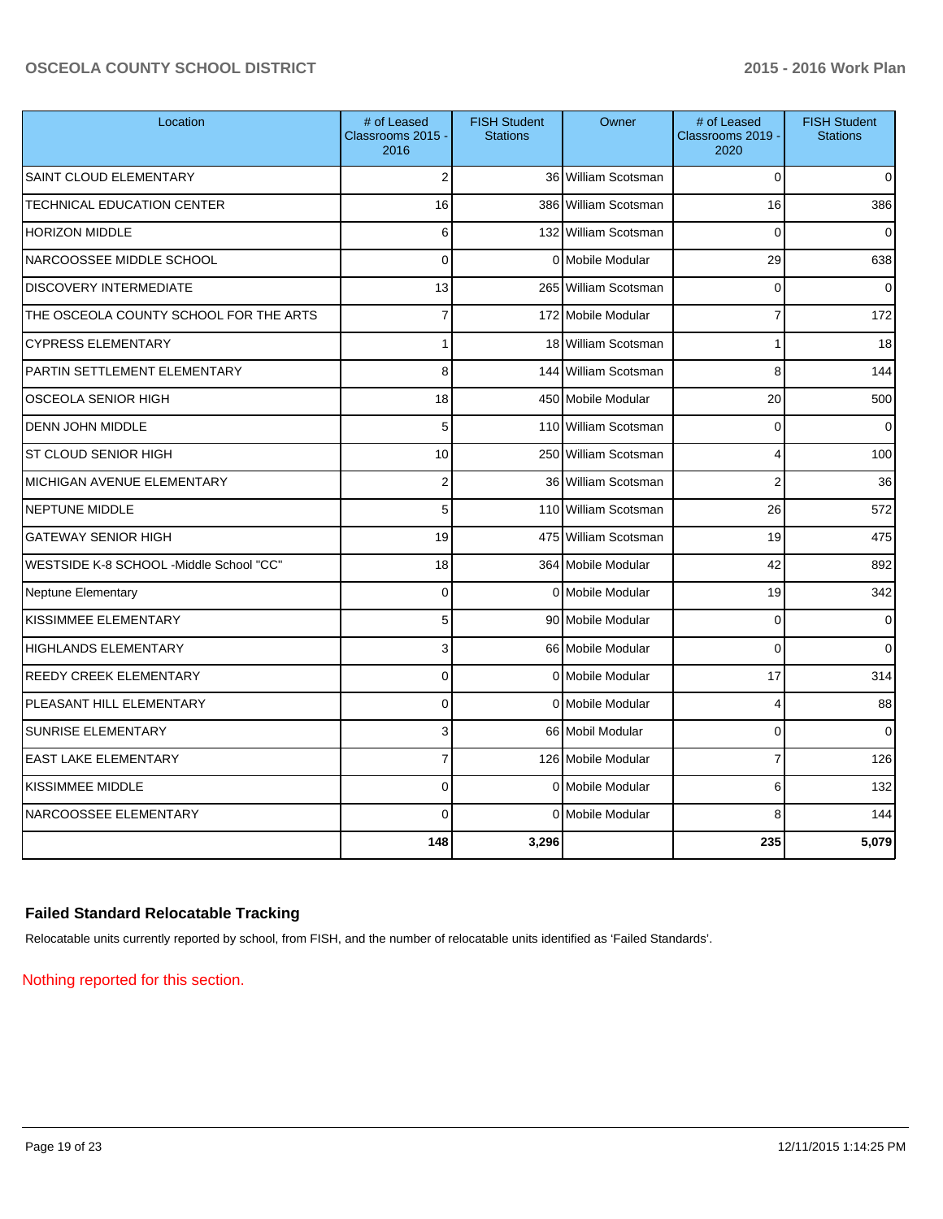| Location | # of Leased Classrooms 2015 - 2016 | FISH Student Stations | Owner | # of Leased Classrooms 2019 - 2020 | FISH Student Stations |
|---|---|---|---|---|---|
| SAINT CLOUD ELEMENTARY | 2 | 36 | William Scotsman | 0 | 0 |
| TECHNICAL EDUCATION CENTER | 16 | 386 | William Scotsman | 16 | 386 |
| HORIZON MIDDLE | 6 | 132 | William Scotsman | 0 | 0 |
| NARCOOSSEE MIDDLE SCHOOL | 0 | 0 | Mobile Modular | 29 | 638 |
| DISCOVERY INTERMEDIATE | 13 | 265 | William Scotsman | 0 | 0 |
| THE OSCEOLA COUNTY SCHOOL FOR THE ARTS | 7 | 172 | Mobile Modular | 7 | 172 |
| CYPRESS ELEMENTARY | 1 | 18 | William Scotsman | 1 | 18 |
| PARTIN SETTLEMENT ELEMENTARY | 8 | 144 | William Scotsman | 8 | 144 |
| OSCEOLA SENIOR HIGH | 18 | 450 | Mobile Modular | 20 | 500 |
| DENN JOHN MIDDLE | 5 | 110 | William Scotsman | 0 | 0 |
| ST CLOUD SENIOR HIGH | 10 | 250 | William Scotsman | 4 | 100 |
| MICHIGAN AVENUE ELEMENTARY | 2 | 36 | William Scotsman | 2 | 36 |
| NEPTUNE MIDDLE | 5 | 110 | William Scotsman | 26 | 572 |
| GATEWAY SENIOR HIGH | 19 | 475 | William Scotsman | 19 | 475 |
| WESTSIDE K-8 SCHOOL -Middle School "CC" | 18 | 364 | Mobile Modular | 42 | 892 |
| Neptune Elementary | 0 | 0 | Mobile Modular | 19 | 342 |
| KISSIMMEE ELEMENTARY | 5 | 90 | Mobile Modular | 0 | 0 |
| HIGHLANDS ELEMENTARY | 3 | 66 | Mobile Modular | 0 | 0 |
| REEDY CREEK ELEMENTARY | 0 | 0 | Mobile Modular | 17 | 314 |
| PLEASANT HILL ELEMENTARY | 0 | 0 | Mobile Modular | 4 | 88 |
| SUNRISE ELEMENTARY | 3 | 66 | Mobil Modular | 0 | 0 |
| EAST LAKE ELEMENTARY | 7 | 126 | Mobile Modular | 7 | 126 |
| KISSIMMEE MIDDLE | 0 | 0 | Mobile Modular | 6 | 132 |
| NARCOOSSEE ELEMENTARY | 0 | 0 | Mobile Modular | 8 | 144 |
| | **148** | **3,296** | | **235** | **5,079** |

## Failed Standard Relocatable Tracking

Relocatable units currently reported by school, from FISH, and the number of relocatable units identified as 'Failed Standards'.

Nothing reported for this section.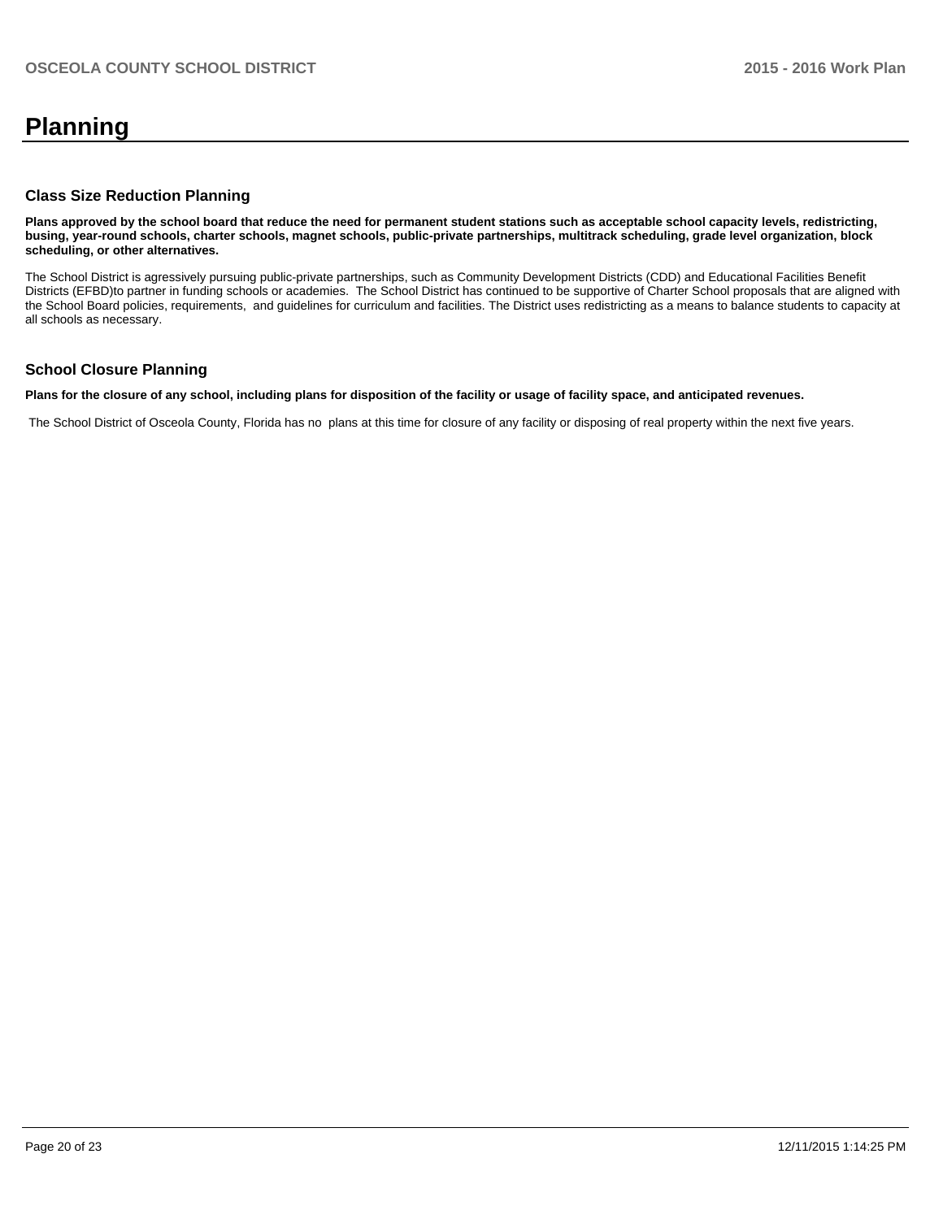# Planning

## Class Size Reduction Planning

**Plans approved by the school board that reduce the need for permanent student stations such as acceptable school capacity levels, redistricting, busing, year-round schools, charter schools, magnet schools, public-private partnerships, multitrack scheduling, grade level organization, block scheduling, or other alternatives.**

The School District is agressively pursuing public-private partnerships, such as Community Development Districts (CDD) and Educational Facilities Benefit Districts (EFBD)to partner in funding schools or academies. The School District has continued to be supportive of Charter School proposals that are aligned with the School Board policies, requirements, and guidelines for curriculum and facilities. The District uses redistricting as a means to balance students to capacity at all schools as necessary.

## School Closure Planning

**Plans for the closure of any school, including plans for disposition of the facility or usage of facility space, and anticipated revenues.**

The School District of Osceola County, Florida has no plans at this time for closure of any facility or disposing of real property within the next five years.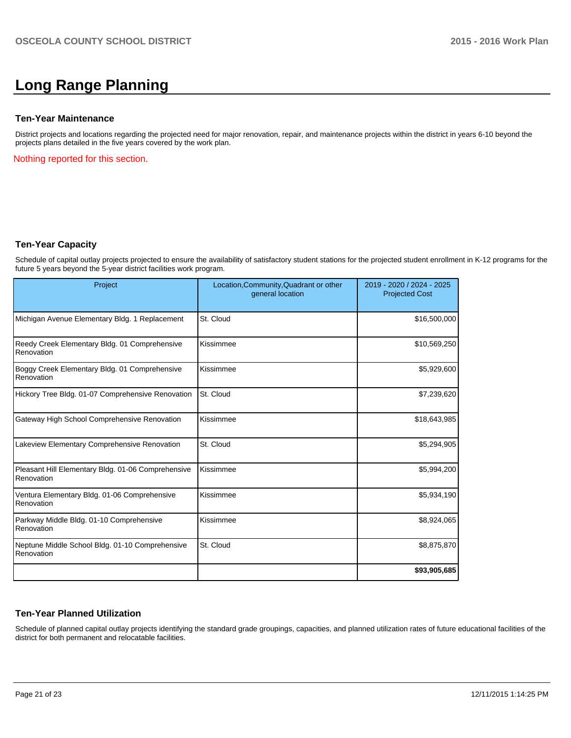# Long Range Planning

### Ten-Year Maintenance

District projects and locations regarding the projected need for major renovation, repair, and maintenance projects within the district in years 6-10 beyond the projects plans detailed in the five years covered by the work plan.

Nothing reported for this section.

### Ten-Year Capacity

Schedule of capital outlay projects projected to ensure the availability of satisfactory student stations for the projected student enrollment in K-12 programs for the future 5 years beyond the 5-year district facilities work program.

| Project | Location,Community,Quadrant or other general location | 2019 - 2020 / 2024 - 2025 Projected Cost |
|---|---|---|
| Michigan Avenue Elementary Bldg. 1 Replacement | St. Cloud | $16,500,000 |
| Reedy Creek Elementary Bldg. 01 Comprehensive Renovation | Kissimmee | $10,569,250 |
| Boggy Creek Elementary Bldg. 01 Comprehensive Renovation | Kissimmee | $5,929,600 |
| Hickory Tree Bldg. 01-07 Comprehensive Renovation | St. Cloud | $7,239,620 |
| Gateway High School Comprehensive Renovation | Kissimmee | $18,643,985 |
| Lakeview Elementary Comprehensive Renovation | St. Cloud | $5,294,905 |
| Pleasant Hill Elementary Bldg. 01-06 Comprehensive Renovation | Kissimmee | $5,994,200 |
| Ventura Elementary Bldg. 01-06 Comprehensive Renovation | Kissimmee | $5,934,190 |
| Parkway Middle Bldg. 01-10 Comprehensive Renovation | Kissimmee | $8,924,065 |
| Neptune Middle School Bldg. 01-10 Comprehensive Renovation | St. Cloud | $8,875,870 |
| | | **$93,905,685** |

### Ten-Year Planned Utilization

Schedule of planned capital outlay projects identifying the standard grade groupings, capacities, and planned utilization rates of future educational facilities of the district for both permanent and relocatable facilities.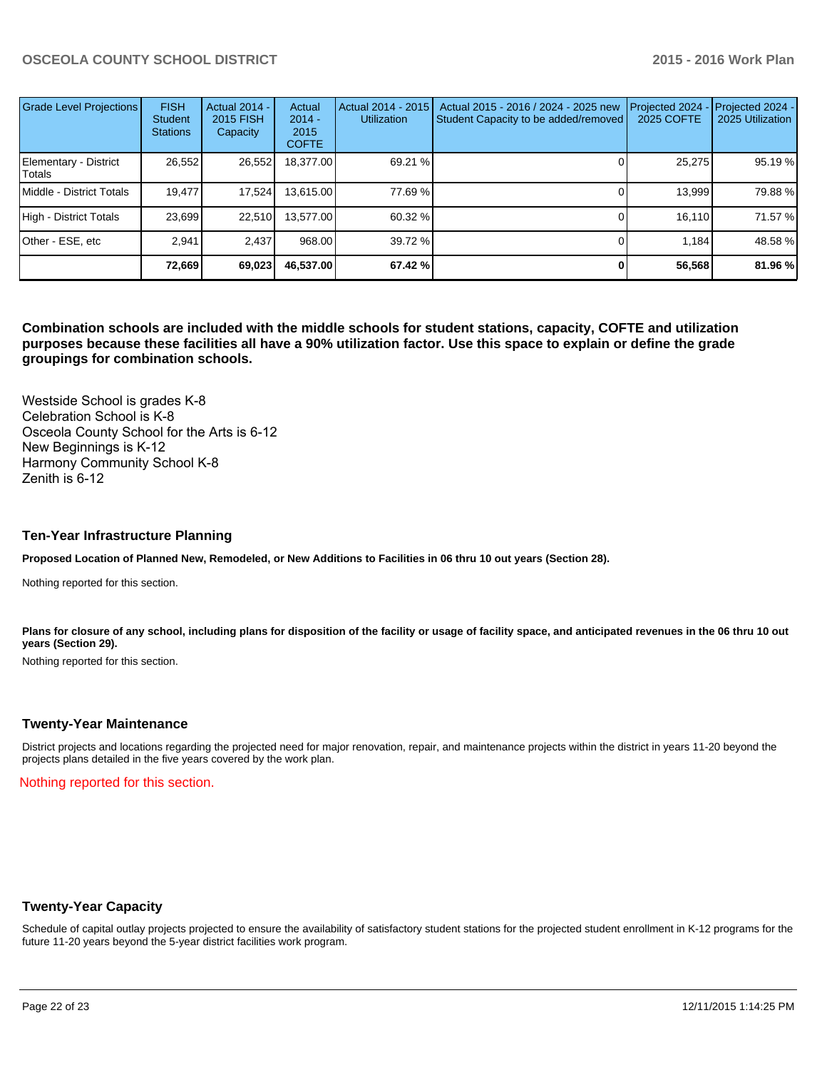| Grade Level Projections | FISH Student Stations | Actual 2014 - 2015 FISH Capacity | Actual 2014 - 2015 COFTE | Actual 2014 - 2015 Utilization | Actual 2015 - 2016 / 2024 - 2025 new Student Capacity to be added/removed | Projected 2024 - 2025 COFTE | Projected 2024 - 2025 Utilization |
|---|---|---|---|---|---|---|---|
| Elementary - District Totals | 26,552 | 26,552 | 18,377.00 | 69.21 % | 0 | 25,275 | 95.19 % |
| Middle - District Totals | 19,477 | 17,524 | 13,615.00 | 77.69 % | 0 | 13,999 | 79.88 % |
| High - District Totals | 23,699 | 22,510 | 13,577.00 | 60.32 % | 0 | 16,110 | 71.57 % |
| Other - ESE, etc | 2,941 | 2,437 | 968.00 | 39.72 % | 0 | 1,184 | 48.58 % |
| | **72,669** | **69,023** | **46,537.00** | **67.42 %** | **0** | **56,568** | **81.96 %** |

**Combination schools are included with the middle schools for student stations, capacity, COFTE and utilization purposes because these facilities all have a 90% utilization factor. Use this space to explain or define the grade groupings for combination schools.**

Westside School is grades K-8
Celebration School is K-8
Osceola County School for the Arts is 6-12
New Beginnings is K-12
Harmony Community School K-8
Zenith is 6-12

### Ten-Year Infrastructure Planning

**Proposed Location of Planned New, Remodeled, or New Additions to Facilities in 06 thru 10 out years (Section 28).**

Nothing reported for this section.

**Plans for closure of any school, including plans for disposition of the facility or usage of facility space, and anticipated revenues in the 06 thru 10 out years (Section 29).**

Nothing reported for this section.

### Twenty-Year Maintenance

District projects and locations regarding the projected need for major renovation, repair, and maintenance projects within the district in years 11-20 beyond the projects plans detailed in the five years covered by the work plan.

Nothing reported for this section.

### Twenty-Year Capacity

Schedule of capital outlay projects projected to ensure the availability of satisfactory student stations for the projected student enrollment in K-12 programs for the future 11-20 years beyond the 5-year district facilities work program.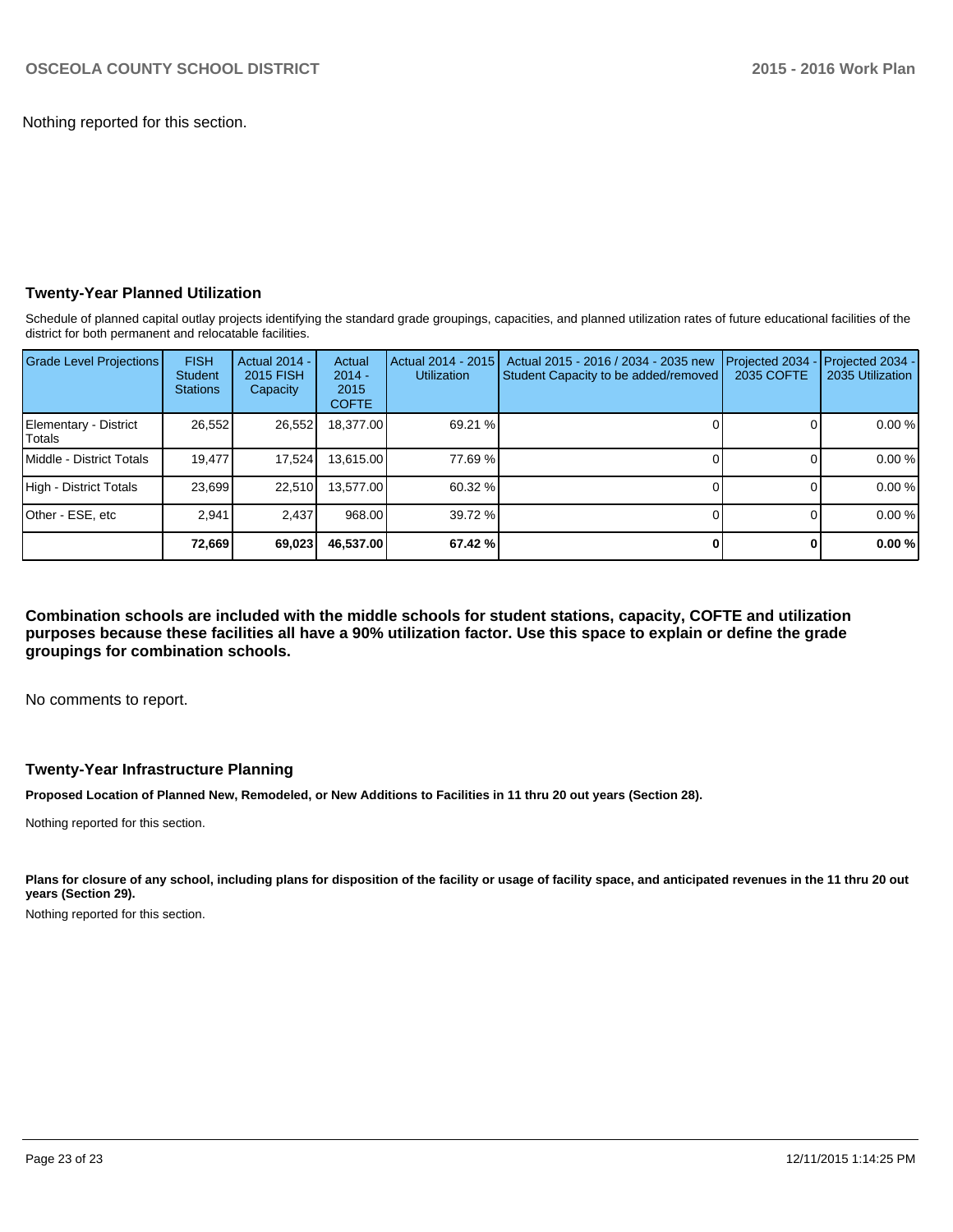Nothing reported for this section.

## Twenty-Year Planned Utilization

Schedule of planned capital outlay projects identifying the standard grade groupings, capacities, and planned utilization rates of future educational facilities of the district for both permanent and relocatable facilities.

| Grade Level Projections | FISH Student Stations | Actual 2014 - 2015 FISH Capacity | Actual 2014 - 2015 COFTE | Actual 2014 - 2015 Utilization | Actual 2015 - 2016 / 2034 - 2035 new Student Capacity to be added/removed | Projected 2034 - 2035 COFTE | Projected 2034 - 2035 Utilization |
|---|---|---|---|---|---|---|---|
| Elementary - District Totals | 26,552 | 26,552 | 18,377.00 | 69.21 % | 0 | 0 | 0.00 % |
| Middle - District Totals | 19,477 | 17,524 | 13,615.00 | 77.69 % | 0 | 0 | 0.00 % |
| High - District Totals | 23,699 | 22,510 | 13,577.00 | 60.32 % | 0 | 0 | 0.00 % |
| Other - ESE, etc | 2,941 | 2,437 | 968.00 | 39.72 % | 0 | 0 | 0.00 % |
| | **72,669** | **69,023** | **46,537.00** | **67.42 %** | **0** | **0** | **0.00 %** |

**Combination schools are included with the middle schools for student stations, capacity, COFTE and utilization purposes because these facilities all have a 90% utilization factor. Use this space to explain or define the grade groupings for combination schools.**

No comments to report.

## Twenty-Year Infrastructure Planning

**Proposed Location of Planned New, Remodeled, or New Additions to Facilities in 11 thru 20 out years (Section 28).**

Nothing reported for this section.

**Plans for closure of any school, including plans for disposition of the facility or usage of facility space, and anticipated revenues in the 11 thru 20 out years (Section 29).**

Nothing reported for this section.